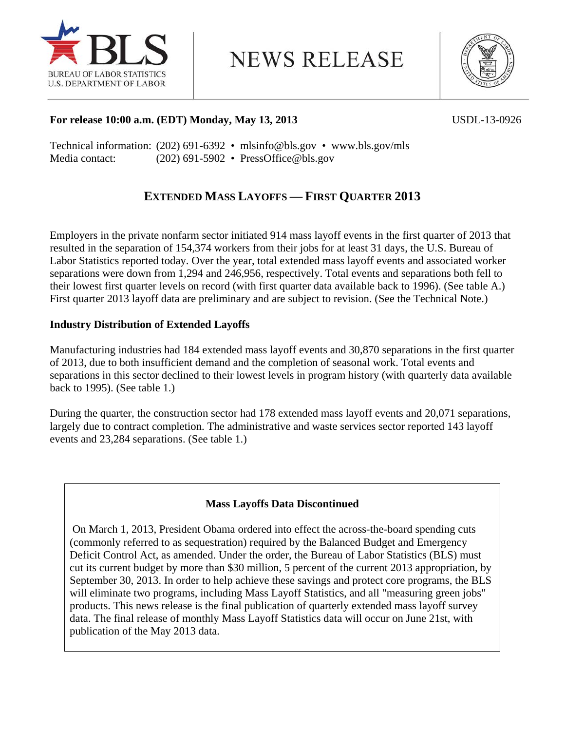**For release 10:00 a.m. (EDT) Monday, May 13, 2013** USDL-13-0926

Technical information: (202) 691-6392 • mlsinfo@bls.gov • www.bls.gov/mls
Media contact: (202) 691-5902 • PressOffice@bls.gov

# EXTENDED MASS LAYOFFS — FIRST QUARTER 2013

Employers in the private nonfarm sector initiated 914 mass layoff events in the first quarter of 2013 that resulted in the separation of 154,374 workers from their jobs for at least 31 days, the U.S. Bureau of Labor Statistics reported today. Over the year, total extended mass layoff events and associated worker separations were down from 1,294 and 246,956, respectively. Total events and separations both fell to their lowest first quarter levels on record (with first quarter data available back to 1996). (See table A.) First quarter 2013 layoff data are preliminary and are subject to revision. (See the Technical Note.)

## Industry Distribution of Extended Layoffs

Manufacturing industries had 184 extended mass layoff events and 30,870 separations in the first quarter of 2013, due to both insufficient demand and the completion of seasonal work. Total events and separations in this sector declined to their lowest levels in program history (with quarterly data available back to 1995). (See table 1.)

During the quarter, the construction sector had 178 extended mass layoff events and 20,071 separations, largely due to contract completion. The administrative and waste services sector reported 143 layoff events and 23,284 separations. (See table 1.)

### Mass Layoffs Data Discontinued

On March 1, 2013, President Obama ordered into effect the across-the-board spending cuts (commonly referred to as sequestration) required by the Balanced Budget and Emergency Deficit Control Act, as amended. Under the order, the Bureau of Labor Statistics (BLS) must cut its current budget by more than $30 million, 5 percent of the current 2013 appropriation, by September 30, 2013. In order to help achieve these savings and protect core programs, the BLS will eliminate two programs, including Mass Layoff Statistics, and all "measuring green jobs" products. This news release is the final publication of quarterly extended mass layoff survey data. The final release of monthly Mass Layoff Statistics data will occur on June 21st, with publication of the May 2013 data.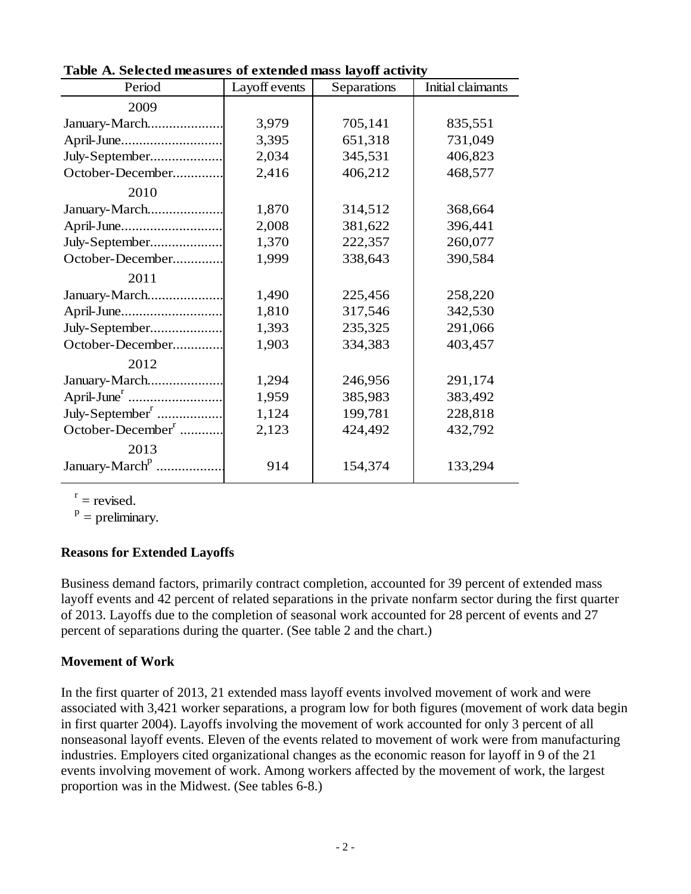**Table A. Selected measures of extended mass layoff activity**

| Period | Layoff events | Separations | Initial claimants |
|---|---|---|---|
| 2009 | | | |
| January-March | 3,979 | 705,141 | 835,551 |
| April-June | 3,395 | 651,318 | 731,049 |
| July-September | 2,034 | 345,531 | 406,823 |
| October-December | 2,416 | 406,212 | 468,577 |
| 2010 | | | |
| January-March | 1,870 | 314,512 | 368,664 |
| April-June | 2,008 | 381,622 | 396,441 |
| July-September | 1,370 | 222,357 | 260,077 |
| October-December | 1,999 | 338,643 | 390,584 |
| 2011 | | | |
| January-March | 1,490 | 225,456 | 258,220 |
| April-June | 1,810 | 317,546 | 342,530 |
| July-September | 1,393 | 235,325 | 291,066 |
| October-December | 1,903 | 334,383 | 403,457 |
| 2012 | | | |
| January-March | 1,294 | 246,956 | 291,174 |
| April-June[r] | 1,959 | 385,983 | 383,492 |
| July-September[r] | 1,124 | 199,781 | 228,818 |
| October-December[r] | 2,123 | 424,492 | 432,792 |
| 2013 | | | |
| January-March[p] | 914 | 154,374 | 133,294 |

[r] = revised.
[p] = preliminary.

**Reasons for Extended Layoffs**

Business demand factors, primarily contract completion, accounted for 39 percent of extended mass layoff events and 42 percent of related separations in the private nonfarm sector during the first quarter of 2013. Layoffs due to the completion of seasonal work accounted for 28 percent of events and 27 percent of separations during the quarter. (See table 2 and the chart.)

**Movement of Work**

In the first quarter of 2013, 21 extended mass layoff events involved movement of work and were associated with 3,421 worker separations, a program low for both figures (movement of work data begin in first quarter 2004). Layoffs involving the movement of work accounted for only 3 percent of all nonseasonal layoff events. Eleven of the events related to movement of work were from manufacturing industries. Employers cited organizational changes as the economic reason for layoff in 9 of the 21 events involving movement of work. Among workers affected by the movement of work, the largest proportion was in the Midwest. (See tables 6-8.)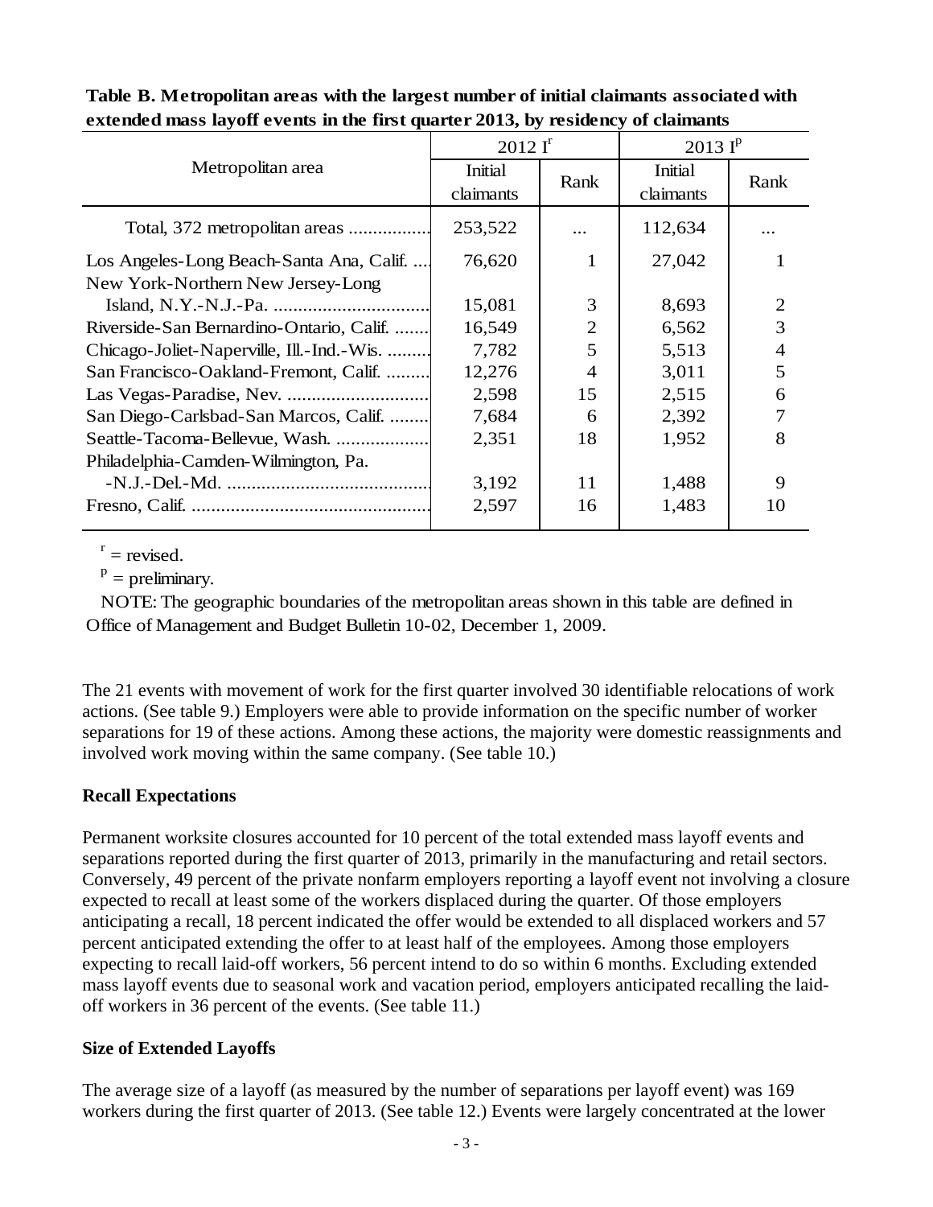**Table B. Metropolitan areas with the largest number of initial claimants associated with extended mass layoff events in the first quarter 2013, by residency of claimants**

| Metropolitan area | 2012 I[r] | | 2013 I[p] | |
|---|---|---|---|---|
| | Initial claimants | Rank | Initial claimants | Rank |
| Total, 372 metropolitan areas | 253,522 | ... | 112,634 | ... |
| Los Angeles-Long Beach-Santa Ana, Calif. | 76,620 | 1 | 27,042 | 1 |
| New York-Northern New Jersey-Long Island, N.Y.-N.J.-Pa. | 15,081 | 3 | 8,693 | 2 |
| Riverside-San Bernardino-Ontario, Calif. | 16,549 | 2 | 6,562 | 3 |
| Chicago-Joliet-Naperville, Ill.-Ind.-Wis. | 7,782 | 5 | 5,513 | 4 |
| San Francisco-Oakland-Fremont, Calif. | 12,276 | 4 | 3,011 | 5 |
| Las Vegas-Paradise, Nev. | 2,598 | 15 | 2,515 | 6 |
| San Diego-Carlsbad-San Marcos, Calif. | 7,684 | 6 | 2,392 | 7 |
| Seattle-Tacoma-Bellevue, Wash. | 2,351 | 18 | 1,952 | 8 |
| Philadelphia-Camden-Wilmington, Pa.-N.J.-Del.-Md. | 3,192 | 11 | 1,488 | 9 |
| Fresno, Calif. | 2,597 | 16 | 1,483 | 10 |

[r] = revised.

[p] = preliminary.

NOTE: The geographic boundaries of the metropolitan areas shown in this table are defined in Office of Management and Budget Bulletin 10-02, December 1, 2009.

The 21 events with movement of work for the first quarter involved 30 identifiable relocations of work actions. (See table 9.) Employers were able to provide information on the specific number of worker separations for 19 of these actions. Among these actions, the majority were domestic reassignments and involved work moving within the same company. (See table 10.)

## Recall Expectations

Permanent worksite closures accounted for 10 percent of the total extended mass layoff events and separations reported during the first quarter of 2013, primarily in the manufacturing and retail sectors. Conversely, 49 percent of the private nonfarm employers reporting a layoff event not involving a closure expected to recall at least some of the workers displaced during the quarter. Of those employers anticipating a recall, 18 percent indicated the offer would be extended to all displaced workers and 57 percent anticipated extending the offer to at least half of the employees. Among those employers expecting to recall laid-off workers, 56 percent intend to do so within 6 months. Excluding extended mass layoff events due to seasonal work and vacation period, employers anticipated recalling the laid-off workers in 36 percent of the events. (See table 11.)

## Size of Extended Layoffs

The average size of a layoff (as measured by the number of separations per layoff event) was 169 workers during the first quarter of 2013. (See table 12.) Events were largely concentrated at the lower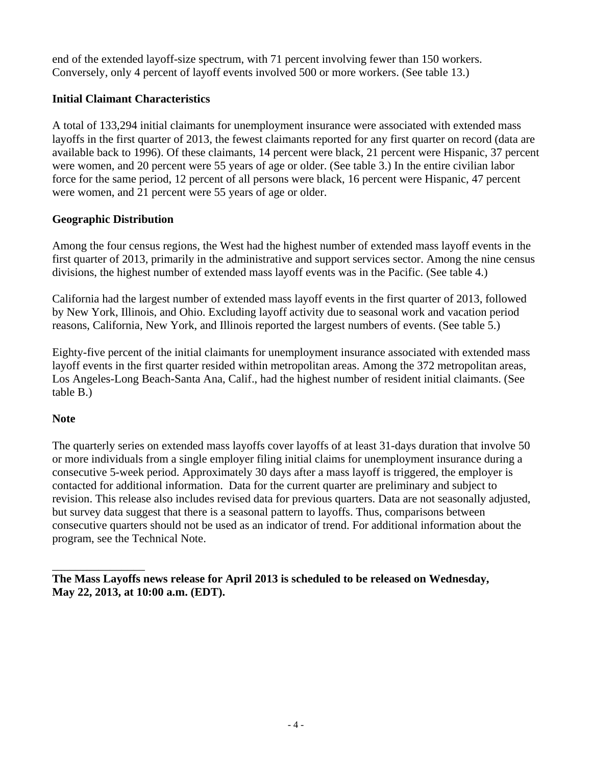end of the extended layoff-size spectrum, with 71 percent involving fewer than 150 workers. Conversely, only 4 percent of layoff events involved 500 or more workers. (See table 13.)

**Initial Claimant Characteristics**

A total of 133,294 initial claimants for unemployment insurance were associated with extended mass layoffs in the first quarter of 2013, the fewest claimants reported for any first quarter on record (data are available back to 1996). Of these claimants, 14 percent were black, 21 percent were Hispanic, 37 percent were women, and 20 percent were 55 years of age or older. (See table 3.) In the entire civilian labor force for the same period, 12 percent of all persons were black, 16 percent were Hispanic, 47 percent were women, and 21 percent were 55 years of age or older.

**Geographic Distribution**

Among the four census regions, the West had the highest number of extended mass layoff events in the first quarter of 2013, primarily in the administrative and support services sector. Among the nine census divisions, the highest number of extended mass layoff events was in the Pacific. (See table 4.)

California had the largest number of extended mass layoff events in the first quarter of 2013, followed by New York, Illinois, and Ohio. Excluding layoff activity due to seasonal work and vacation period reasons, California, New York, and Illinois reported the largest numbers of events. (See table 5.)

Eighty-five percent of the initial claimants for unemployment insurance associated with extended mass layoff events in the first quarter resided within metropolitan areas. Among the 372 metropolitan areas, Los Angeles-Long Beach-Santa Ana, Calif., had the highest number of resident initial claimants. (See table B.)

**Note**

The quarterly series on extended mass layoffs cover layoffs of at least 31-days duration that involve 50 or more individuals from a single employer filing initial claims for unemployment insurance during a consecutive 5-week period. Approximately 30 days after a mass layoff is triggered, the employer is contacted for additional information. Data for the current quarter are preliminary and subject to revision. This release also includes revised data for previous quarters. Data are not seasonally adjusted, but survey data suggest that there is a seasonal pattern to layoffs. Thus, comparisons between consecutive quarters should not be used as an indicator of trend. For additional information about the program, see the Technical Note.

---

**The Mass Layoffs news release for April 2013 is scheduled to be released on Wednesday, May 22, 2013, at 10:00 a.m. (EDT).**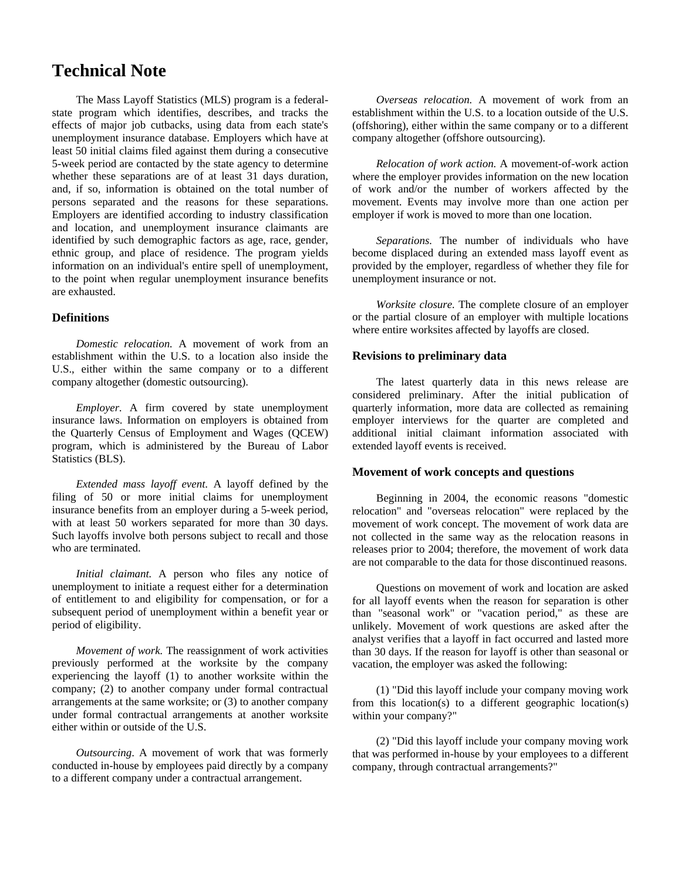# Technical Note

The Mass Layoff Statistics (MLS) program is a federal-state program which identifies, describes, and tracks the effects of major job cutbacks, using data from each state's unemployment insurance database. Employers which have at least 50 initial claims filed against them during a consecutive 5-week period are contacted by the state agency to determine whether these separations are of at least 31 days duration, and, if so, information is obtained on the total number of persons separated and the reasons for these separations. Employers are identified according to industry classification and location, and unemployment insurance claimants are identified by such demographic factors as age, race, gender, ethnic group, and place of residence. The program yields information on an individual's entire spell of unemployment, to the point when regular unemployment insurance benefits are exhausted.

### Definitions

*Domestic relocation.* A movement of work from an establishment within the U.S. to a location also inside the U.S., either within the same company or to a different company altogether (domestic outsourcing).

*Employer*. A firm covered by state unemployment insurance laws. Information on employers is obtained from the Quarterly Census of Employment and Wages (QCEW) program, which is administered by the Bureau of Labor Statistics (BLS).

*Extended mass layoff event*. A layoff defined by the filing of 50 or more initial claims for unemployment insurance benefits from an employer during a 5-week period, with at least 50 workers separated for more than 30 days. Such layoffs involve both persons subject to recall and those who are terminated.

*Initial claimant.* A person who files any notice of unemployment to initiate a request either for a determination of entitlement to and eligibility for compensation, or for a subsequent period of unemployment within a benefit year or period of eligibility.

*Movement of work.* The reassignment of work activities previeusly performed at the worksite by the company experiencing the layoff (1) to another worksite within the company; (2) to another company under formal contractual arrangements at the same worksite; or (3) to another company under formal contractual arrangements at another worksite either within or outside of the U.S.

*Outsourcing*. A movement of work that was formerly conducted in-house by employees paid directly by a company to a different company under a contractual arrangement.

*Overseas relocation.* A movement of work from an establishment within the U.S. to a location outside of the U.S. (offshoring), either within the same company or to a different company altogether (offshore outsourcing).

*Relocation of work action.* A movement-of-work action where the employer provides information on the new location of work and/or the number of workers affected by the movement. Events may involve more than one action per employer if work is moved to more than one location.

*Separations.* The number of individuals who have become displaced during an extended mass layoff event as provided by the employer, regardless of whether they file for unemployment insurance or not.

*Worksite closure.* The complete closure of an employer or the partial closure of an employer with multiple locations where entire worksites affected by layoffs are closed.

### Revisions to preliminary data

The latest quarterly data in this news release are considered preliminary. After the initial publication of quarterly information, more data are collected as remaining employer interviews for the quarter are completed and additional initial claimant information associated with extended layoff events is received.

### Movement of work concepts and questions

Beginning in 2004, the economic reasons "domestic relocation" and "overseas relocation" were replaced by the movement of work concept. The movement of work data are not collected in the same way as the relocation reasons in releases prior to 2004; therefore, the movement of work data are not comparable to the data for those discontinued reasons.

Questions on movement of work and location are asked for all layoff events when the reason for separation is other than "seasonal work" or "vacation period," as these are unlikely. Movement of work questions are asked after the analyst verifies that a layoff in fact occurred and lasted more than 30 days. If the reason for layoff is other than seasonal or vacation, the employer was asked the following:

(1) "Did this layoff include your company moving work from this location(s) to a different geographic location(s) within your company?"

(2) "Did this layoff include your company moving work that was performed in-house by your employees to a different company, through contractual arrangements?"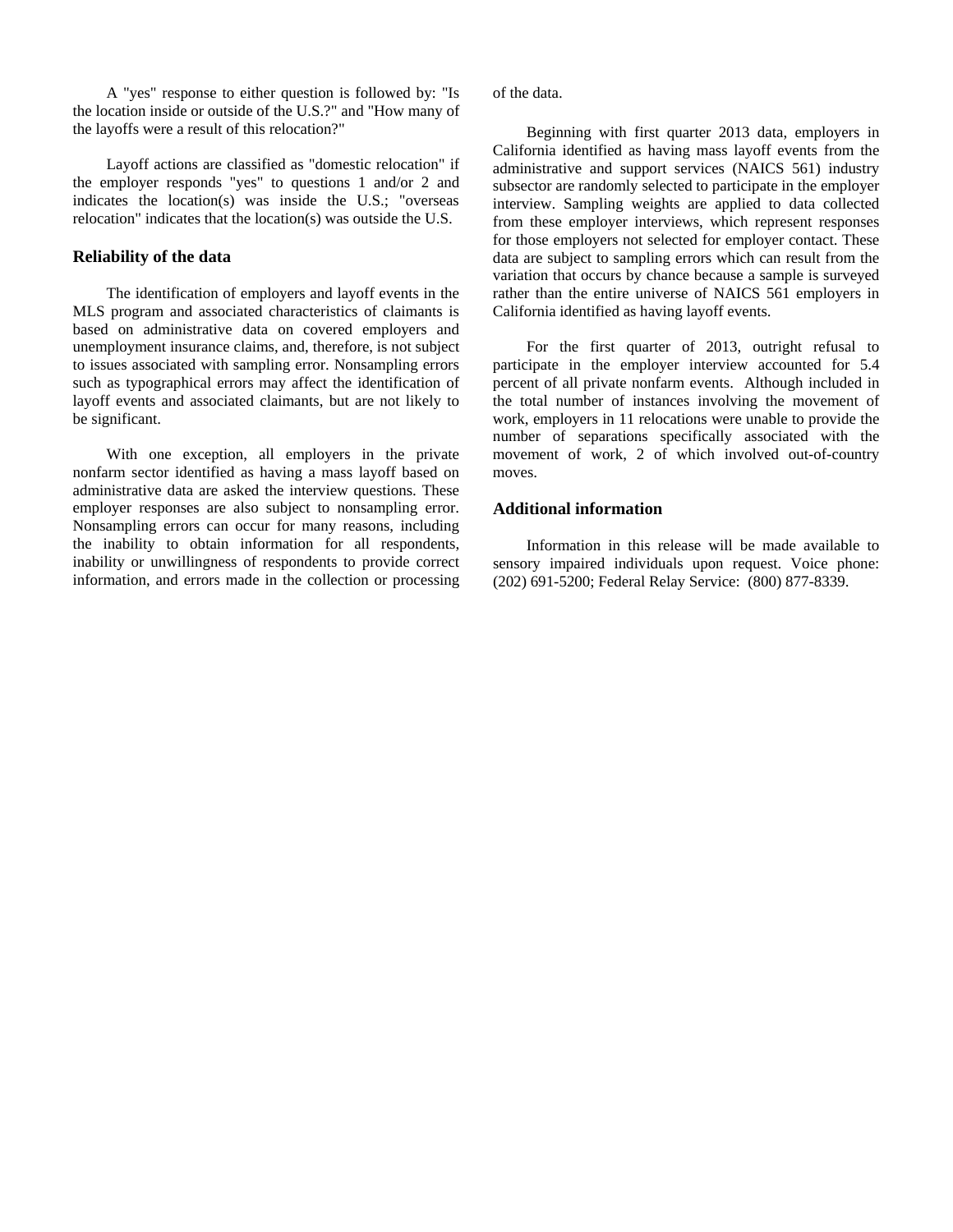A "yes" response to either question is followed by: "Is the location inside or outside of the U.S.?" and "How many of the layoffs were a result of this relocation?"

Layoff actions are classified as "domestic relocation" if the employer responds "yes" to questions 1 and/or 2 and indicates the location(s) was inside the U.S.; "overseas relocation" indicates that the location(s) was outside the U.S.

### Reliability of the data

The identification of employers and layoff events in the MLS program and associated characteristics of claimants is based on administrative data on covered employers and unemployment insurance claims, and, therefore, is not subject to issues associated with sampling error. Nonsampling errors such as typographical errors may affect the identification of layoff events and associated claimants, but are not likely to be significant.

With one exception, all employers in the private nonfarm sector identified as having a mass layoff based on administrative data are asked the interview questions. These employer responses are also subject to nonsampling error. Nonsampling errors can occur for many reasons, including the inability to obtain information for all respondents, inability or unwillingness of respondents to provide correct information, and errors made in the collection or processing of the data.

Beginning with first quarter 2013 data, employers in California identified as having mass layoff events from the administrative and support services (NAICS 561) industry subsector are randomly selected to participate in the employer interview. Sampling weights are applied to data collected from these employer interviews, which represent responses for those employers not selected for employer contact. These data are subject to sampling errors which can result from the variation that occurs by chance because a sample is surveyed rather than the entire universe of NAICS 561 employers in California identified as having layoff events.

For the first quarter of 2013, outright refusal to participate in the employer interview accounted for 5.4 percent of all private nonfarm events. Although included in the total number of instances involving the movement of work, employers in 11 relocations were unable to provide the number of separations specifically associated with the movement of work, 2 of which involved out-of-country moves.

### Additional information

Information in this release will be made available to sensory impaired individuals upon request. Voice phone: (202) 691-5200; Federal Relay Service: (800) 877-8339.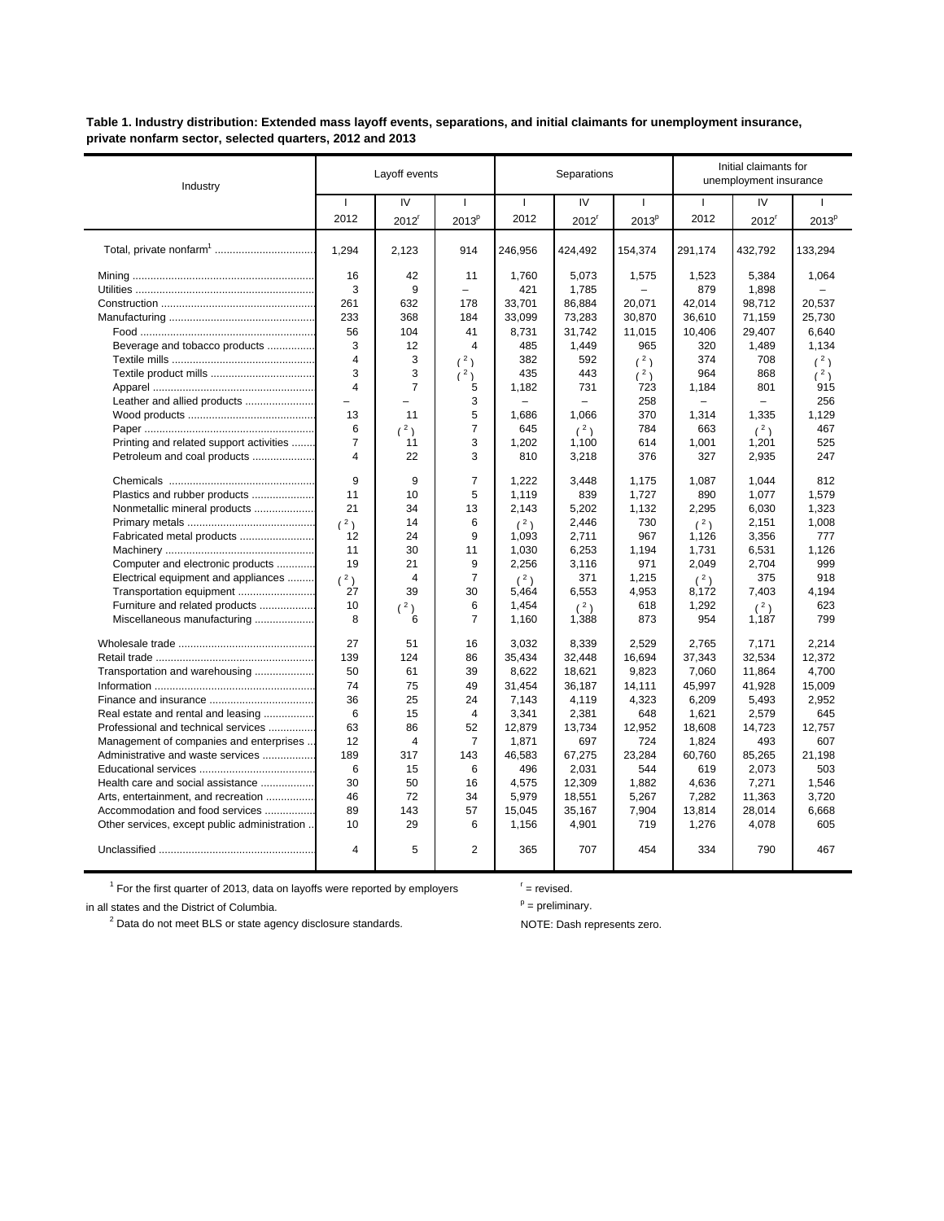**Table 1. Industry distribution: Extended mass layoff events, separations, and initial claimants for unemployment insurance, private nonfarm sector, selected quarters, 2012 and 2013**

| Industry | Layoff events | | | Separations | | | Initial claimants for unemployment insurance | | |
|---|---|---|---|---|---|---|---|---|---|
| | I 2012 | IV 2012[r] | I 2013[p] | I 2012 | IV 2012[r] | I 2013[p] | I 2012 | IV 2012[r] | I 2013[p] |
| Total, private nonfarm[1] | 1,294 | 2,123 | 914 | 246,956 | 424,492 | 154,374 | 291,174 | 432,792 | 133,294 |
| Mining | 16 | 42 | 11 | 1,760 | 5,073 | 1,575 | 1,523 | 5,384 | 1,064 |
| Utilities | 3 | 9 | – | 421 | 1,785 | – | 879 | 1,898 | – |
| Construction | 261 | 632 | 178 | 33,701 | 86,884 | 20,071 | 42,014 | 98,712 | 20,537 |
| Manufacturing | 233 | 368 | 184 | 33,099 | 73,283 | 30,870 | 36,610 | 71,159 | 25,730 |
| Food | 56 | 104 | 41 | 8,731 | 31,742 | 11,015 | 10,406 | 29,407 | 6,640 |
| Beverage and tobacco products | 3 | 12 | 4 | 485 | 1,449 | 965 | 320 | 1,489 | 1,134 |
| Textile mills | 4 | 3 | ([2]) | 382 | 592 | ([2]) | 374 | 708 | ([2]) |
| Textile product mills | 3 | 3 | ([2]) | 435 | 443 | ([2]) | 964 | 868 | ([2]) |
| Apparel | 4 | 7 | 5 | 1,182 | 731 | 723 | 1,184 | 801 | 915 |
| Leather and allied products | – | – | 3 | – | – | 258 | – | – | 256 |
| Wood products | 13 | 11 | 5 | 1,686 | 1,066 | 370 | 1,314 | 1,335 | 1,129 |
| Paper | 6 | ([2]) | 7 | 645 | ([2]) | 784 | 663 | ([2]) | 467 |
| Printing and related support activities | 7 | 11 | 3 | 1,202 | 1,100 | 614 | 1,001 | 1,201 | 525 |
| Petroleum and coal products | 4 | 22 | 3 | 810 | 3,218 | 376 | 327 | 2,935 | 247 |
| Chemicals | 9 | 9 | 7 | 1,222 | 3,448 | 1,175 | 1,087 | 1,044 | 812 |
| Plastics and rubber products | 11 | 10 | 5 | 1,119 | 839 | 1,727 | 890 | 1,077 | 1,579 |
| Nonmetallic mineral products | 21 | 34 | 13 | 2,143 | 5,202 | 1,132 | 2,295 | 6,030 | 1,323 |
| Primary metals | ([2]) | 14 | 6 | ([2]) | 2,446 | 730 | ([2]) | 2,151 | 1,008 |
| Fabricated metal products | 12 | 24 | 9 | 1,093 | 2,711 | 967 | 1,126 | 3,356 | 777 |
| Machinery | 11 | 30 | 11 | 1,030 | 6,253 | 1,194 | 1,731 | 6,531 | 1,126 |
| Computer and electronic products | 19 | 21 | 9 | 2,256 | 3,116 | 971 | 2,049 | 2,704 | 999 |
| Electrical equipment and appliances | ([2]) | 4 | 7 | ([2]) | 371 | 1,215 | ([2]) | 375 | 918 |
| Transportation equipment | 27 | 39 | 30 | 5,464 | 6,553 | 4,953 | 8,172 | 7,403 | 4,194 |
| Furniture and related products | 10 | ([2]) | 6 | 1,454 | ([2]) | 618 | 1,292 | ([2]) | 623 |
| Miscellaneous manufacturing | 8 | 6 | 7 | 1,160 | 1,388 | 873 | 954 | 1,187 | 799 |
| Wholesale trade | 27 | 51 | 16 | 3,032 | 8,339 | 2,529 | 2,765 | 7,171 | 2,214 |
| Retail trade | 139 | 124 | 86 | 35,434 | 32,448 | 16,694 | 37,343 | 32,534 | 12,372 |
| Transportation and warehousing | 50 | 61 | 39 | 8,622 | 18,621 | 9,823 | 7,060 | 11,864 | 4,700 |
| Information | 74 | 75 | 49 | 31,454 | 36,187 | 14,111 | 45,997 | 41,928 | 15,009 |
| Finance and insurance | 36 | 25 | 24 | 7,143 | 4,119 | 4,323 | 6,209 | 5,493 | 2,952 |
| Real estate and rental and leasing | 6 | 15 | 4 | 3,341 | 2,381 | 648 | 1,621 | 2,579 | 645 |
| Professional and technical services | 63 | 86 | 52 | 12,879 | 13,734 | 12,952 | 18,608 | 14,723 | 12,757 |
| Management of companies and enterprises | 12 | 4 | 7 | 1,871 | 697 | 724 | 1,824 | 493 | 607 |
| Administrative and waste services | 189 | 317 | 143 | 46,583 | 67,275 | 23,284 | 60,760 | 85,265 | 21,198 |
| Educational services | 6 | 15 | 6 | 496 | 2,031 | 544 | 619 | 2,073 | 503 |
| Health care and social assistance | 30 | 50 | 16 | 4,575 | 12,309 | 1,882 | 4,636 | 7,271 | 1,546 |
| Arts, entertainment, and recreation | 46 | 72 | 34 | 5,979 | 18,551 | 5,267 | 7,282 | 11,363 | 3,720 |
| Accommodation and food services | 89 | 143 | 57 | 15,045 | 35,167 | 7,904 | 13,814 | 28,014 | 6,668 |
| Other services, except public administration | 10 | 29 | 6 | 1,156 | 4,901 | 719 | 1,276 | 4,078 | 605 |
| Unclassified | 4 | 5 | 2 | 365 | 707 | 454 | 334 | 790 | 467 |

[1] For the first quarter of 2013, data on layoffs were reported by employers in all states and the District of Columbia.

[2] Data do not meet BLS or state agency disclosure standards.

[r] = revised.

[p] = preliminary.

NOTE: Dash represents zero.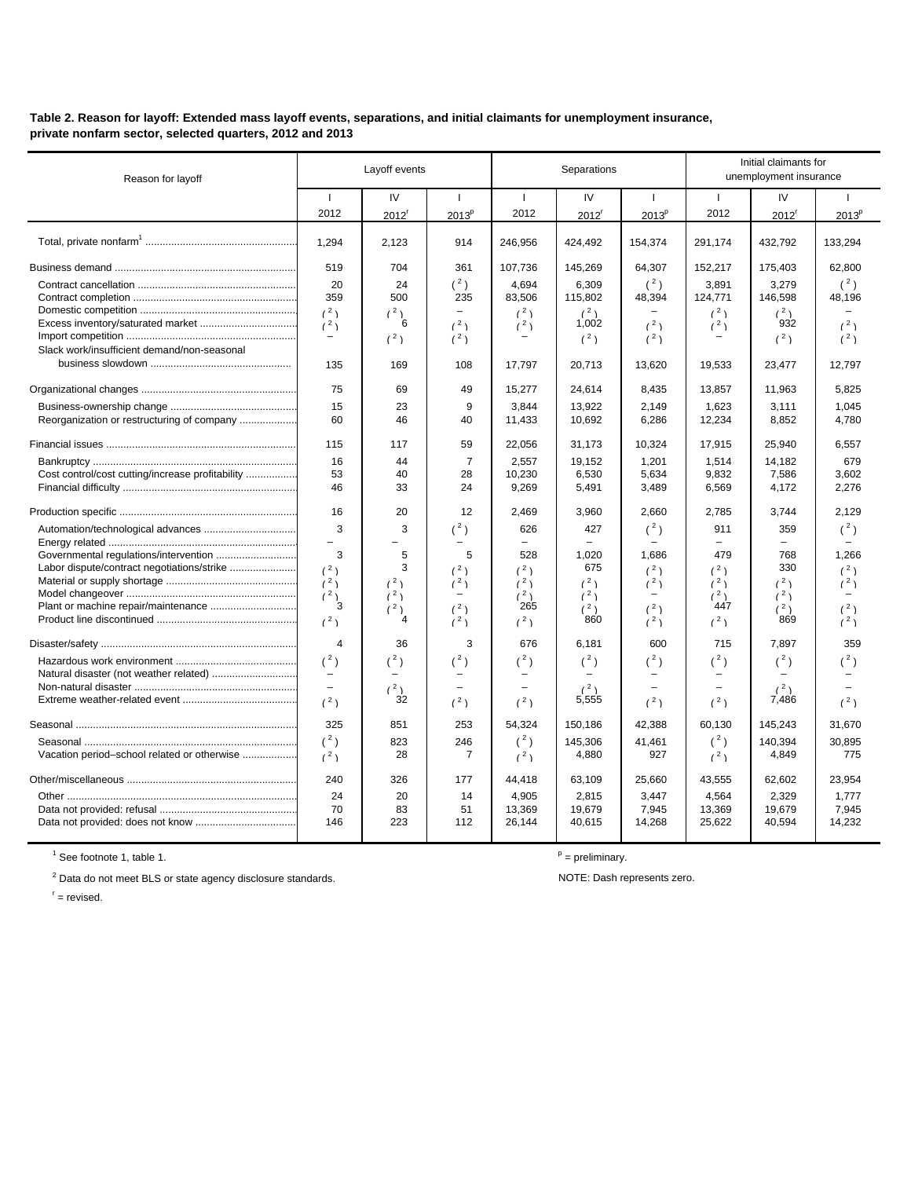**Table 2. Reason for layoff: Extended mass layoff events, separations, and initial claimants for unemployment insurance, private nonfarm sector, selected quarters, 2012 and 2013**

| Reason for layoff | Layoff events | | | Separations | | | Initial claimants for unemployment insurance | | |
|---|---|---|---|---|---|---|---|---|---|
| | I 2012 | IV 2012[r] | I 2013[p] | I 2012 | IV 2012[r] | I 2013[p] | I 2012 | IV 2012[r] | I 2013[p] |
| Total, private nonfarm[1] | 1,294 | 2,123 | 914 | 246,956 | 424,492 | 154,374 | 291,174 | 432,792 | 133,294 |
| Business demand | 519 | 704 | 361 | 107,736 | 145,269 | 64,307 | 152,217 | 175,403 | 62,800 |
| Contract cancellation | 20 | 24 | (2) | 4,694 | 6,309 | (2) | 3,891 | 3,279 | (2) |
| Contract completion | 359 | 500 | 235 | 83,506 | 115,802 | 48,394 | 124,771 | 146,598 | 48,196 |
| Domestic competition | (2) | (2) | – | (2) | (2) | – | (2) | (2) | – |
| Excess inventory/saturated market | (2) | 6 | (2) | (2) | 1,002 | (2) | (2) | 932 | (2) |
| Import competition | – | (2) | (2) | – | (2) | (2) | – | (2) | (2) |
| Slack work/insufficient demand/non-seasonal business slowdown | 135 | 169 | 108 | 17,797 | 20,713 | 13,620 | 19,533 | 23,477 | 12,797 |
| Organizational changes | 75 | 69 | 49 | 15,277 | 24,614 | 8,435 | 13,857 | 11,963 | 5,825 |
| Business-ownership change | 15 | 23 | 9 | 3,844 | 13,922 | 2,149 | 1,623 | 3,111 | 1,045 |
| Reorganization or restructuring of company | 60 | 46 | 40 | 11,433 | 10,692 | 6,286 | 12,234 | 8,852 | 4,780 |
| Financial issues | 115 | 117 | 59 | 22,056 | 31,173 | 10,324 | 17,915 | 25,940 | 6,557 |
| Bankruptcy | 16 | 44 | 7 | 2,557 | 19,152 | 1,201 | 1,514 | 14,182 | 679 |
| Cost control/cost cutting/increase profitability | 53 | 40 | 28 | 10,230 | 6,530 | 5,634 | 9,832 | 7,586 | 3,602 |
| Financial difficulty | 46 | 33 | 24 | 9,269 | 5,491 | 3,489 | 6,569 | 4,172 | 2,276 |
| Production specific | 16 | 20 | 12 | 2,469 | 3,960 | 2,660 | 2,785 | 3,744 | 2,129 |
| Automation/technological advances | 3 | 3 | (2) | 626 | 427 | (2) | 911 | 359 | (2) |
| Energy related | – | – | – | – | – | – | – | – | – |
| Governmental regulations/intervention | 3 | 5 | 5 | 528 | 1,020 | 1,686 | 479 | 768 | 1,266 |
| Labor dispute/contract negotiations/strike | (2) | 3 | (2) | (2) | 675 | (2) | (2) | 330 | (2) |
| Material or supply shortage | (2) | (2) | (2) | (2) | (2) | (2) | (2) | (2) | (2) |
| Model changeover | (2) | (2) | – | (2) | (2) | – | (2) | (2) | – |
| Plant or machine repair/maintenance | 3 | (2) | (2) | 265 | (2) | (2) | 447 | (2) | (2) |
| Product line discontinued | (2) | 4 | (2) | (2) | 860 | (2) | (2) | 869 | (2) |
| Disaster/safety | 4 | 36 | 3 | 676 | 6,181 | 600 | 715 | 7,897 | 359 |
| Hazardous work environment | (2) | (2) | (2) | (2) | (2) | (2) | (2) | (2) | (2) |
| Natural disaster (not weather related) | – | – | – | – | – | – | – | – | – |
| Non-natural disaster | – | (2) | – | – | (2) | – | – | (2) | – |
| Extreme weather-related event | (2) | 32 | (2) | (2) | 5,555 | (2) | (2) | 7,486 | (2) |
| Seasonal | 325 | 851 | 253 | 54,324 | 150,186 | 42,388 | 60,130 | 145,243 | 31,670 |
| Seasonal | (2) | 823 | 246 | (2) | 145,306 | 41,461 | (2) | 140,394 | 30,895 |
| Vacation period–school related or otherwise | (2) | 28 | 7 | (2) | 4,880 | 927 | (2) | 4,849 | 775 |
| Other/miscellaneous | 240 | 326 | 177 | 44,418 | 63,109 | 25,660 | 43,555 | 62,602 | 23,954 |
| Other | 24 | 20 | 14 | 4,905 | 2,815 | 3,447 | 4,564 | 2,329 | 1,777 |
| Data not provided: refusal | 70 | 83 | 51 | 13,369 | 19,679 | 7,945 | 13,369 | 19,679 | 7,945 |
| Data not provided: does not know | 146 | 223 | 112 | 26,144 | 40,615 | 14,268 | 25,622 | 40,594 | 14,232 |

[1] See footnote 1, table 1.

[2] Data do not meet BLS or state agency disclosure standards.

[r] = revised.

[p] = preliminary.

NOTE: Dash represents zero.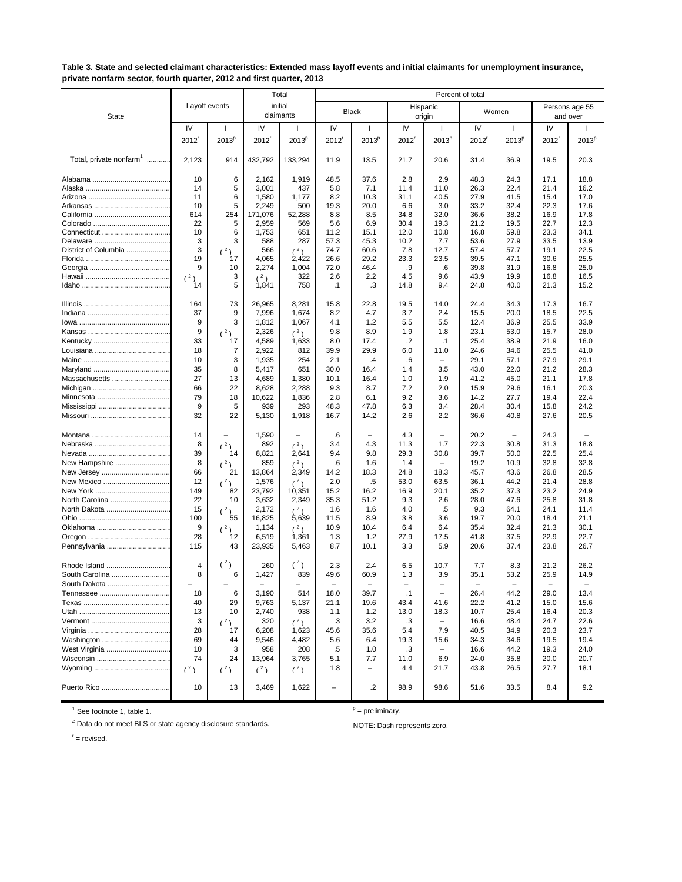**Table 3. State and selected claimant characteristics: Extended mass layoff events and initial claimants for unemployment insurance, private nonfarm sector, fourth quarter, 2012 and first quarter, 2013**

| State | Layoff events | | Total initial claimants | | Percent of total | | | | | | | |
|---|---|---|---|---|---|---|---|---|---|---|---|---|
| | | | | | Black | | Hispanic origin | | Women | | Persons age 55 and over | |
| | IV 2012[r] | I 2013[p] | IV 2012[r] | I 2013[p] | IV 2012[r] | I 2013[p] | IV 2012[r] | I 2013[p] | IV 2012[r] | I 2013[p] | IV 2012[r] | I 2013[p] |
| Total, private nonfarm[1] | 2,123 | 914 | 432,792 | 133,294 | 11.9 | 13.5 | 21.7 | 20.6 | 31.4 | 36.9 | 19.5 | 20.3 |
| Alabama | 10 | 6 | 2,162 | 1,919 | 48.5 | 37.6 | 2.8 | 2.9 | 48.3 | 24.3 | 17.1 | 18.8 |
| Alaska | 14 | 5 | 3,001 | 437 | 5.8 | 7.1 | 11.4 | 11.0 | 26.3 | 22.4 | 21.4 | 16.2 |
| Arizona | 11 | 6 | 1,580 | 1,177 | 8.2 | 10.3 | 31.1 | 40.5 | 27.9 | 41.5 | 15.4 | 17.0 |
| Arkansas | 10 | 5 | 2,249 | 500 | 19.3 | 20.0 | 6.6 | 3.0 | 33.2 | 32.4 | 22.3 | 17.6 |
| California | 614 | 254 | 171,076 | 52,288 | 8.8 | 8.5 | 34.8 | 32.0 | 36.6 | 38.2 | 16.9 | 17.8 |
| Colorado | 22 | 5 | 2,959 | 569 | 5.6 | 6.9 | 30.4 | 19.3 | 21.2 | 19.5 | 22.7 | 12.3 |
| Connecticut | 10 | 6 | 1,753 | 651 | 11.2 | 15.1 | 12.0 | 10.8 | 16.8 | 59.8 | 23.3 | 34.1 |
| Delaware | 3 | 3 | 588 | 287 | 57.3 | 45.3 | 10.2 | 7.7 | 53.6 | 27.9 | 33.5 | 13.9 |
| District of Columbia | 3 | ([2]) | 566 | ([2]) | 74.7 | 60.6 | 7.8 | 12.7 | 57.4 | 57.7 | 19.1 | 22.5 |
| Florida | 19 | 17 | 4,065 | 2,422 | 26.6 | 29.2 | 23.3 | 23.5 | 39.5 | 47.1 | 30.6 | 25.5 |
| Georgia | 9 | 10 | 2,274 | 1,004 | 72.0 | 46.4 | .9 | .6 | 39.8 | 31.9 | 16.8 | 25.0 |
| Hawaii | ([2]) | 3 | ([2]) | 322 | 2.6 | 2.2 | 4.5 | 9.6 | 43.9 | 19.9 | 16.8 | 16.5 |
| Idaho | 14 | 5 | 1,841 | 758 | .1 | .3 | 14.8 | 9.4 | 24.8 | 40.0 | 21.3 | 15.2 |
| Illinois | 164 | 73 | 26,965 | 8,281 | 15.8 | 22.8 | 19.5 | 14.0 | 24.4 | 34.3 | 17.3 | 16.7 |
| Indiana | 37 | 9 | 7,996 | 1,674 | 8.2 | 4.7 | 3.7 | 2.4 | 15.5 | 20.0 | 18.5 | 22.5 |
| Iowa | 9 | 3 | 1,812 | 1,067 | 4.1 | 1.2 | 5.5 | 5.5 | 12.4 | 36.9 | 25.5 | 33.9 |
| Kansas | 9 | ([2]) | 2,326 | ([2]) | 9.8 | 8.9 | 1.9 | 1.8 | 23.1 | 53.0 | 15.7 | 28.0 |
| Kentucky | 33 | 17 | 4,589 | 1,633 | 8.0 | 17.4 | .2 | .1 | 25.4 | 38.9 | 21.9 | 16.0 |
| Louisiana | 18 | 7 | 2,922 | 812 | 39.9 | 29.9 | 6.0 | 11.0 | 24.6 | 34.6 | 25.5 | 41.0 |
| Maine | 10 | 3 | 1,935 | 254 | 2.1 | .4 | .6 | – | 29.1 | 57.1 | 27.9 | 29.1 |
| Maryland | 35 | 8 | 5,417 | 651 | 30.0 | 16.4 | 1.4 | 3.5 | 43.0 | 22.0 | 21.2 | 28.3 |
| Massachusetts | 27 | 13 | 4,689 | 1,380 | 10.1 | 16.4 | 1.0 | 1.9 | 41.2 | 45.0 | 21.1 | 17.8 |
| Michigan | 66 | 22 | 8,628 | 2,288 | 9.3 | 8.7 | 7.2 | 2.0 | 15.9 | 29.6 | 16.1 | 20.3 |
| Minnesota | 79 | 18 | 10,622 | 1,836 | 2.8 | 6.1 | 9.2 | 3.6 | 14.2 | 27.7 | 19.4 | 22.4 |
| Mississippi | 9 | 5 | 939 | 293 | 48.3 | 47.8 | 6.3 | 3.4 | 28.4 | 30.4 | 15.8 | 24.2 |
| Missouri | 32 | 22 | 5,130 | 1,918 | 16.7 | 14.2 | 2.6 | 2.2 | 36.6 | 40.8 | 27.6 | 20.5 |
| Montana | 14 | – | 1,590 | – | .6 | – | 4.3 | – | 20.2 | – | 24.3 | – |
| Nebraska | 8 | ([2]) | 892 | ([2]) | 3.4 | 4.3 | 11.3 | 1.7 | 22.3 | 30.8 | 31.3 | 18.8 |
| Nevada | 39 | 14 | 8,821 | 2,641 | 9.4 | 9.8 | 29.3 | 30.8 | 39.7 | 50.0 | 22.5 | 25.4 |
| New Hampshire | 8 | ([2]) | 859 | ([2]) | .6 | 1.6 | 1.4 | – | 19.2 | 10.9 | 32.8 | 32.8 |
| New Jersey | 66 | 21 | 13,864 | 2,349 | 14.2 | 18.3 | 24.8 | 18.3 | 45.7 | 43.6 | 26.8 | 28.5 |
| New Mexico | 12 | ([2]) | 1,576 | ([2]) | 2.0 | .5 | 53.0 | 63.5 | 36.1 | 44.2 | 21.4 | 28.8 |
| New York | 149 | 82 | 23,792 | 10,351 | 15.2 | 16.2 | 16.9 | 20.1 | 35.2 | 37.3 | 23.2 | 24.9 |
| North Carolina | 22 | 10 | 3,632 | 2,349 | 35.3 | 51.2 | 9.3 | 2.6 | 28.0 | 47.6 | 25.8 | 31.8 |
| North Dakota | 15 | ([2]) | 2,172 | ([2]) | 1.6 | 1.6 | 4.0 | .5 | 9.3 | 64.1 | 24.1 | 11.4 |
| Ohio | 100 | 55 | 16,825 | 5,639 | 11.5 | 8.9 | 3.8 | 3.6 | 19.7 | 20.0 | 18.4 | 21.1 |
| Oklahoma | 9 | ([2]) | 1,134 | ([2]) | 10.9 | 10.4 | 6.4 | 6.4 | 35.4 | 32.4 | 21.3 | 30.1 |
| Oregon | 28 | 12 | 6,519 | 1,361 | 1.3 | 1.2 | 27.9 | 17.5 | 41.8 | 37.5 | 22.9 | 22.7 |
| Pennsylvania | 115 | 43 | 23,935 | 5,463 | 8.7 | 10.1 | 3.3 | 5.9 | 20.6 | 37.4 | 23.8 | 26.7 |
| Rhode Island | 4 | ([2]) | 260 | ([2]) | 2.3 | 2.4 | 6.5 | 10.7 | 7.7 | 8.3 | 21.2 | 26.2 |
| South Carolina | 8 | 6 | 1,427 | 839 | 49.6 | 60.9 | 1.3 | 3.9 | 35.1 | 53.2 | 25.9 | 14.9 |
| South Dakota | – | – | – | – | – | – | – | – | – | – | – | – |
| Tennessee | 18 | 6 | 3,190 | 514 | 18.0 | 39.7 | .1 | – | 26.4 | 44.2 | 29.0 | 13.4 |
| Texas | 40 | 29 | 9,763 | 5,137 | 21.1 | 19.6 | 43.4 | 41.6 | 22.2 | 41.2 | 15.0 | 15.6 |
| Utah | 13 | 10 | 2,740 | 938 | 1.1 | 1.2 | 13.0 | 18.3 | 10.7 | 25.4 | 16.4 | 20.3 |
| Vermont | 3 | ([2]) | 320 | ([2]) | .3 | 3.2 | .3 | – | 16.6 | 48.4 | 24.7 | 22.6 |
| Virginia | 28 | 17 | 6,208 | 1,623 | 45.6 | 35.6 | 5.4 | 7.9 | 40.5 | 34.9 | 20.3 | 23.7 |
| Washington | 69 | 44 | 9,546 | 4,482 | 5.6 | 6.4 | 19.3 | 15.6 | 34.3 | 34.6 | 19.5 | 19.4 |
| West Virginia | 10 | 3 | 958 | 208 | .5 | 1.0 | .3 | – | 16.6 | 44.2 | 19.3 | 24.0 |
| Wisconsin | 74 | 24 | 13,964 | 3,765 | 5.1 | 7.7 | 11.0 | 6.9 | 24.0 | 35.8 | 20.0 | 20.7 |
| Wyoming | ([2]) | ([2]) | ([2]) | ([2]) | 1.8 | – | 4.4 | 21.7 | 43.8 | 26.5 | 27.7 | 18.1 |
| Puerto Rico | 10 | 13 | 3,469 | 1,622 | – | .2 | 98.9 | 98.6 | 51.6 | 33.5 | 8.4 | 9.2 |

[1] See footnote 1, table 1.

[2] Data do not meet BLS or state agency disclosure standards.

[r] = revised.

[p] = preliminary.

NOTE: Dash represents zero.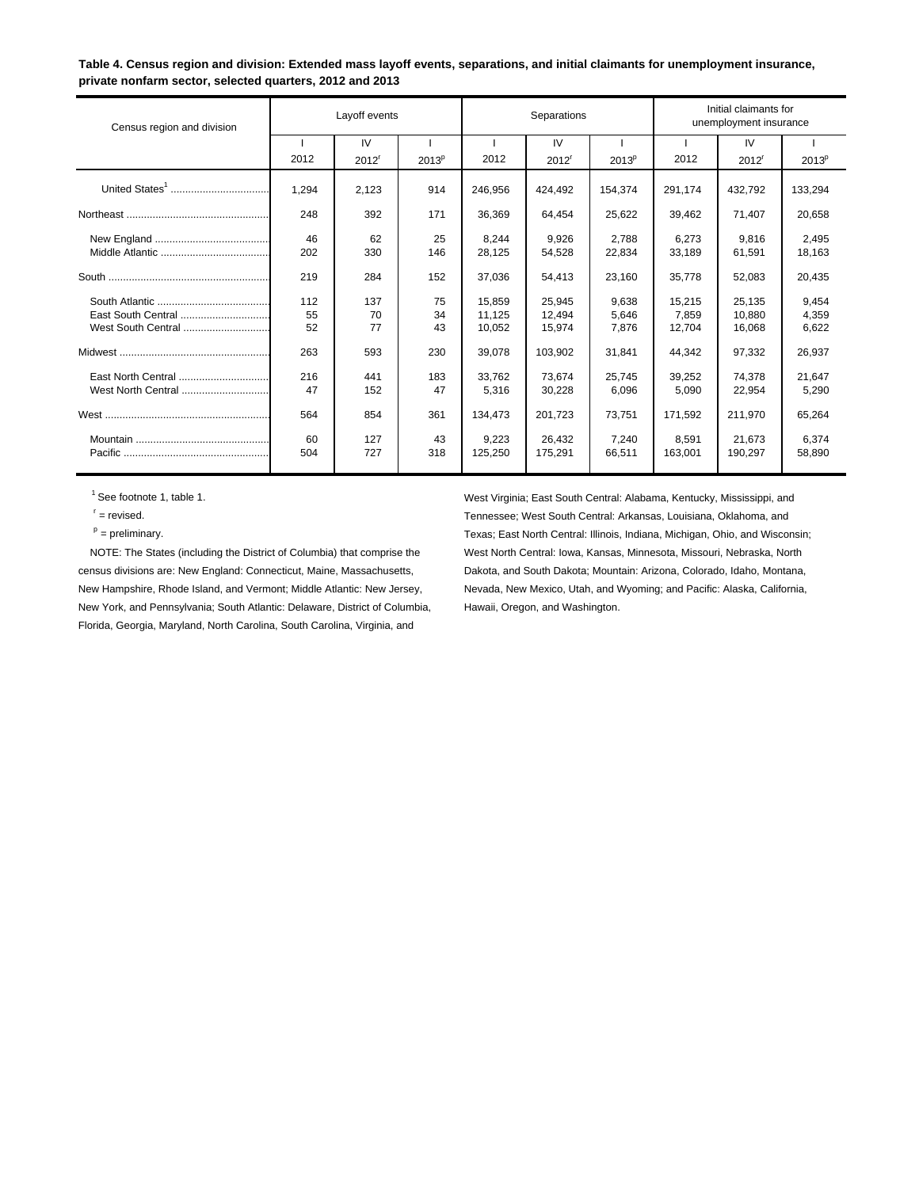**Table 4. Census region and division: Extended mass layoff events, separations, and initial claimants for unemployment insurance, private nonfarm sector, selected quarters, 2012 and 2013**

| Census region and division | Layoff events | | | Separations | | | Initial claimants for unemployment insurance | | |
|---|---|---|---|---|---|---|---|---|---|
| | I 2012 | IV 2012[r] | I 2013[p] | I 2012 | IV 2012[r] | I 2013[p] | I 2012 | IV 2012[r] | I 2013[p] |
| United States[1] | 1,294 | 2,123 | 914 | 246,956 | 424,492 | 154,374 | 291,174 | 432,792 | 133,294 |
| Northeast | 248 | 392 | 171 | 36,369 | 64,454 | 25,622 | 39,462 | 71,407 | 20,658 |
| New England | 46 | 62 | 25 | 8,244 | 9,926 | 2,788 | 6,273 | 9,816 | 2,495 |
| Middle Atlantic | 202 | 330 | 146 | 28,125 | 54,528 | 22,834 | 33,189 | 61,591 | 18,163 |
| South | 219 | 284 | 152 | 37,036 | 54,413 | 23,160 | 35,778 | 52,083 | 20,435 |
| South Atlantic | 112 | 137 | 75 | 15,859 | 25,945 | 9,638 | 15,215 | 25,135 | 9,454 |
| East South Central | 55 | 70 | 34 | 11,125 | 12,494 | 5,646 | 7,859 | 10,880 | 4,359 |
| West South Central | 52 | 77 | 43 | 10,052 | 15,974 | 7,876 | 12,704 | 16,068 | 6,622 |
| Midwest | 263 | 593 | 230 | 39,078 | 103,902 | 31,841 | 44,342 | 97,332 | 26,937 |
| East North Central | 216 | 441 | 183 | 33,762 | 73,674 | 25,745 | 39,252 | 74,378 | 21,647 |
| West North Central | 47 | 152 | 47 | 5,316 | 30,228 | 6,096 | 5,090 | 22,954 | 5,290 |
| West | 564 | 854 | 361 | 134,473 | 201,723 | 73,751 | 171,592 | 211,970 | 65,264 |
| Mountain | 60 | 127 | 43 | 9,223 | 26,432 | 7,240 | 8,591 | 21,673 | 6,374 |
| Pacific | 504 | 727 | 318 | 125,250 | 175,291 | 66,511 | 163,001 | 190,297 | 58,890 |

[1] See footnote 1, table 1.

[r] = revised.

[p] = preliminary.

NOTE: The States (including the District of Columbia) that comprise the census divisions are: New England: Connecticut, Maine, Massachusetts, New Hampshire, Rhode Island, and Vermont; Middle Atlantic: New Jersey, New York, and Pennsylvania; South Atlantic: Delaware, District of Columbia, Florida, Georgia, Maryland, North Carolina, South Carolina, Virginia, and West Virginia; East South Central: Alabama, Kentucky, Mississippi, and Tennessee; West South Central: Arkansas, Louisiana, Oklahoma, and Texas; East North Central: Illinois, Indiana, Michigan, Ohio, and Wisconsin; West North Central: Iowa, Kansas, Minnesota, Missouri, Nebraska, North Dakota, and South Dakota; Mountain: Arizona, Colorado, Idaho, Montana, Nevada, New Mexico, Utah, and Wyoming; and Pacific: Alaska, California, Hawaii, Oregon, and Washington.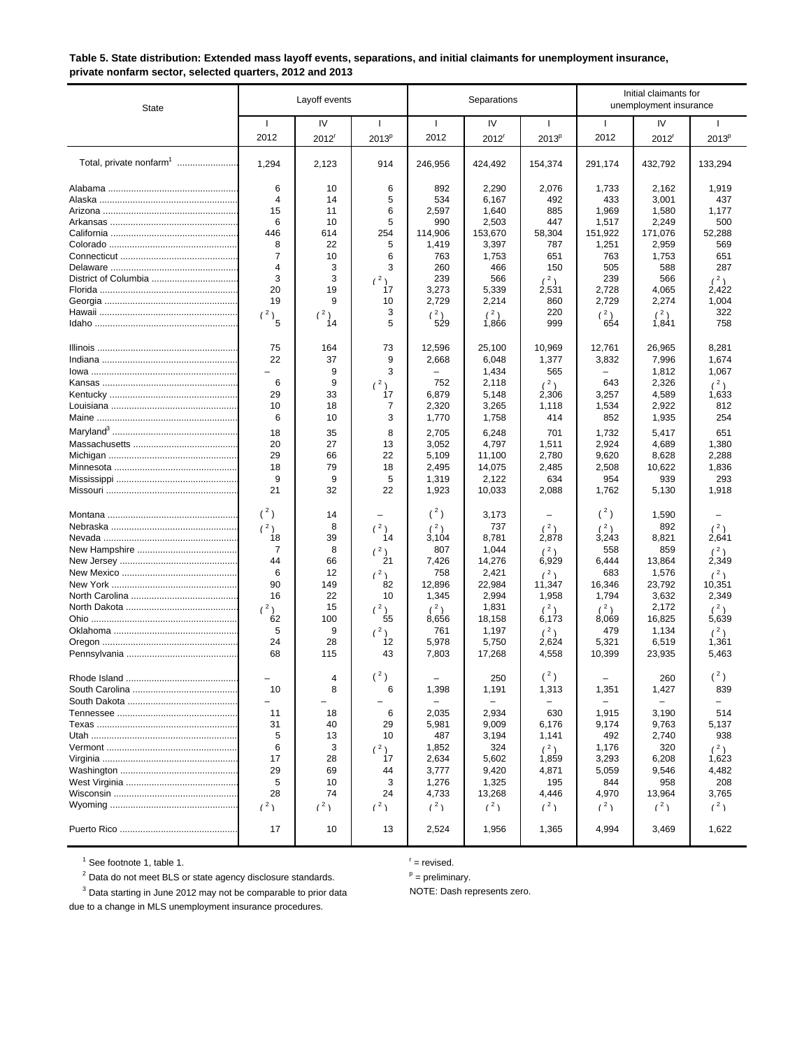**Table 5. State distribution: Extended mass layoff events, separations, and initial claimants for unemployment insurance, private nonfarm sector, selected quarters, 2012 and 2013**

| State | Layoff events | | | Separations | | | Initial claimants for unemployment insurance | | |
|---|---|---|---|---|---|---|---|---|---|
| | I 2012 | IV 2012[r] | I 2013[p] | I 2012 | IV 2012[r] | I 2013[p] | I 2012 | IV 2012[r] | I 2013[p] |
| Total, private nonfarm[1] | 1,294 | 2,123 | 914 | 246,956 | 424,492 | 154,374 | 291,174 | 432,792 | 133,294 |
| Alabama | 6 | 10 | 6 | 892 | 2,290 | 2,076 | 1,733 | 2,162 | 1,919 |
| Alaska | 4 | 14 | 5 | 534 | 6,167 | 492 | 433 | 3,001 | 437 |
| Arizona | 15 | 11 | 6 | 2,597 | 1,640 | 885 | 1,969 | 1,580 | 1,177 |
| Arkansas | 6 | 10 | 5 | 990 | 2,503 | 447 | 1,517 | 2,249 | 500 |
| California | 446 | 614 | 254 | 114,906 | 153,670 | 58,304 | 151,922 | 171,076 | 52,288 |
| Colorado | 8 | 22 | 5 | 1,419 | 3,397 | 787 | 1,251 | 2,959 | 569 |
| Connecticut | 7 | 10 | 6 | 763 | 1,753 | 651 | 763 | 1,753 | 651 |
| Delaware | 4 | 3 | 3 | 260 | 466 | 150 | 505 | 588 | 287 |
| District of Columbia | 3 | 3 | (2) | 239 | 566 | (2) | 239 | 566 | (2) |
| Florida | 20 | 19 | 17 | 3,273 | 5,339 | 2,531 | 2,728 | 4,065 | 2,422 |
| Georgia | 19 | 9 | 10 | 2,729 | 2,214 | 860 | 2,729 | 2,274 | 1,004 |
| Hawaii | (2) | (2) | 3 | (2) | (2) | 220 | (2) | (2) | 322 |
| Idaho | 5 | 14 | 5 | 529 | 1,866 | 999 | 654 | 1,841 | 758 |
| Illinois | 75 | 164 | 73 | 12,596 | 25,100 | 10,969 | 12,761 | 26,965 | 8,281 |
| Indiana | 22 | 37 | 9 | 2,668 | 6,048 | 1,377 | 3,832 | 7,996 | 1,674 |
| Iowa | – | 9 | 3 | – | 1,434 | 565 | – | 1,812 | 1,067 |
| Kansas | 6 | 9 | (2) | 752 | 2,118 | (2) | 643 | 2,326 | (2) |
| Kentucky | 29 | 33 | 17 | 6,879 | 5,148 | 2,306 | 3,257 | 4,589 | 1,633 |
| Louisiana | 10 | 18 | 7 | 2,320 | 3,265 | 1,118 | 1,534 | 2,922 | 812 |
| Maine | 6 | 10 | 3 | 1,770 | 1,758 | 414 | 852 | 1,935 | 254 |
| Maryland[3] | 18 | 35 | 8 | 2,705 | 6,248 | 701 | 1,732 | 5,417 | 651 |
| Massachusetts | 20 | 27 | 13 | 3,052 | 4,797 | 1,511 | 2,924 | 4,689 | 1,380 |
| Michigan | 29 | 66 | 22 | 5,109 | 11,100 | 2,780 | 9,620 | 8,628 | 2,288 |
| Minnesota | 18 | 79 | 18 | 2,495 | 14,075 | 2,485 | 2,508 | 10,622 | 1,836 |
| Mississippi | 9 | 9 | 5 | 1,319 | 2,122 | 634 | 954 | 939 | 293 |
| Missouri | 21 | 32 | 22 | 1,923 | 10,033 | 2,088 | 1,762 | 5,130 | 1,918 |
| Montana | (2) | 14 | – | (2) | 3,173 | – | (2) | 1,590 | – |
| Nebraska | (2) | 8 | (2) | (2) | 737 | (2) | (2) | 892 | (2) |
| Nevada | 18 | 39 | 14 | 3,104 | 8,781 | 2,878 | 3,243 | 8,821 | 2,641 |
| New Hampshire | 7 | 8 | (2) | 807 | 1,044 | (2) | 558 | 859 | (2) |
| New Jersey | 44 | 66 | 21 | 7,426 | 14,276 | 6,929 | 6,444 | 13,864 | 2,349 |
| New Mexico | 6 | 12 | (2) | 758 | 2,421 | (2) | 683 | 1,576 | (2) |
| New York | 90 | 149 | 82 | 12,896 | 22,984 | 11,347 | 16,346 | 23,792 | 10,351 |
| North Carolina | 16 | 22 | 10 | 1,345 | 2,994 | 1,958 | 1,794 | 3,632 | 2,349 |
| North Dakota | (2) | 15 | (2) | (2) | 1,831 | (2) | (2) | 2,172 | (2) |
| Ohio | 62 | 100 | 55 | 8,656 | 18,158 | 6,173 | 8,069 | 16,825 | 5,639 |
| Oklahoma | 5 | 9 | (2) | 761 | 1,197 | (2) | 479 | 1,134 | (2) |
| Oregon | 24 | 28 | 12 | 5,978 | 5,750 | 2,624 | 5,321 | 6,519 | 1,361 |
| Pennsylvania | 68 | 115 | 43 | 7,803 | 17,268 | 4,558 | 10,399 | 23,935 | 5,463 |
| Rhode Island | – | 4 | (2) | – | 250 | (2) | – | 260 | (2) |
| South Carolina | 10 | 8 | 6 | 1,398 | 1,191 | 1,313 | 1,351 | 1,427 | 839 |
| South Dakota | – | – | – | – | – | – | – | – | – |
| Tennessee | 11 | 18 | 6 | 2,035 | 2,934 | 630 | 1,915 | 3,190 | 514 |
| Texas | 31 | 40 | 29 | 5,981 | 9,009 | 6,176 | 9,174 | 9,763 | 5,137 |
| Utah | 5 | 13 | 10 | 487 | 3,194 | 1,141 | 492 | 2,740 | 938 |
| Vermont | 6 | 3 | (2) | 1,852 | 324 | (2) | 1,176 | 320 | (2) |
| Virginia | 17 | 28 | 17 | 2,634 | 5,602 | 1,859 | 3,293 | 6,208 | 1,623 |
| Washington | 29 | 69 | 44 | 3,777 | 9,420 | 4,871 | 5,059 | 9,546 | 4,482 |
| West Virginia | 5 | 10 | 3 | 1,276 | 1,325 | 195 | 844 | 958 | 208 |
| Wisconsin | 28 | 74 | 24 | 4,733 | 13,268 | 4,446 | 4,970 | 13,964 | 3,765 |
| Wyoming | (2) | (2) | (2) | (2) | (2) | (2) | (2) | (2) | (2) |
| Puerto Rico | 17 | 10 | 13 | 2,524 | 1,956 | 1,365 | 4,994 | 3,469 | 1,622 |

[1] See footnote 1, table 1.

[2] Data do not meet BLS or state agency disclosure standards.

[3] Data starting in June 2012 may not be comparable to prior data due to a change in MLS unemployment insurance procedures.

r = revised.

p = preliminary.

NOTE: Dash represents zero.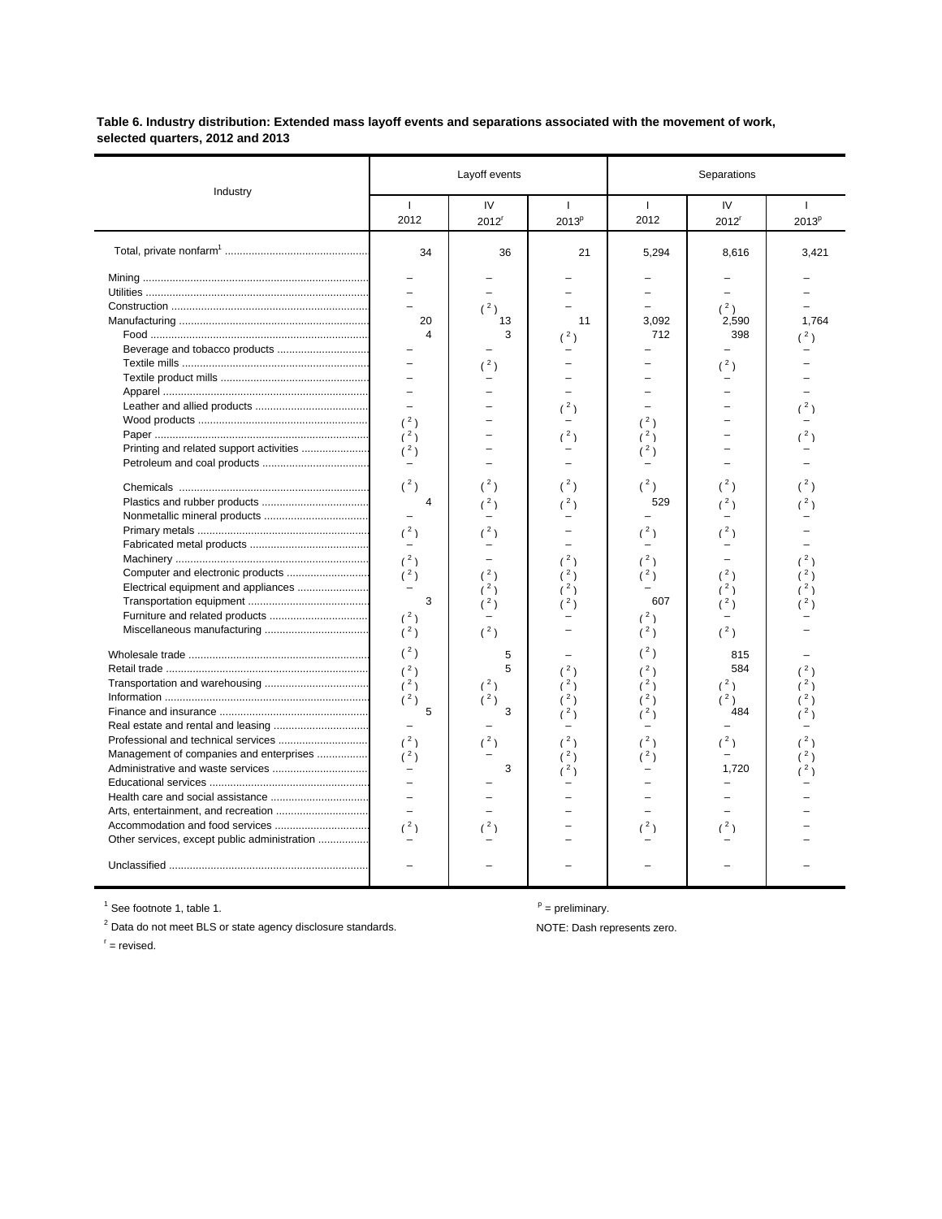**Table 6. Industry distribution: Extended mass layoff events and separations associated with the movement of work, selected quarters, 2012 and 2013**

| Industry | Layoff events | | | Separations | | |
|---|---|---|---|---|---|---|
| | I 2012 | IV 2012r | I 2013p | I 2012 | IV 2012r | I 2013p |
| Total, private nonfarm[1] | 34 | 36 | 21 | 5,294 | 8,616 | 3,421 |
| Mining | – | – | – | – | – | – |
| Utilities | – | – | – | – | – | – |
| Construction | – | (2) | – | – | (2) | – |
| Manufacturing | 20 | 13 | 11 | 3,092 | 2,590 | 1,764 |
| Food | 4 | 3 | (2) | 712 | 398 | (2) |
| Beverage and tobacco products | – | – | – | – | – | – |
| Textile mills | – | (2) | – | – | (2) | – |
| Textile product mills | – | – | – | – | – | – |
| Apparel | – | – | – | – | – | – |
| Leather and allied products | – | – | (2) | – | – | (2) |
| Wood products | (2) | – | – | (2) | – | – |
| Paper | (2) | – | (2) | (2) | – | (2) |
| Printing and related support activities | (2) | – | – | (2) | – | – |
| Petroleum and coal products | – | – | – | – | – | – |
| Chemicals | (2) | (2) | (2) | (2) | (2) | (2) |
| Plastics and rubber products | 4 | (2) | (2) | 529 | (2) | (2) |
| Nonmetallic mineral products | – | – | – | – | – | – |
| Primary metals | (2) | (2) | – | (2) | (2) | – |
| Fabricated metal products | – | – | – | – | – | – |
| Machinery | (2) | – | (2) | (2) | – | (2) |
| Computer and electronic products | (2) | (2) | (2) | (2) | (2) | (2) |
| Electrical equipment and appliances | – | (2) | (2) | – | (2) | (2) |
| Transportation equipment | 3 | (2) | (2) | 607 | (2) | (2) |
| Furniture and related products | (2) | – | – | (2) | – | – |
| Miscellaneous manufacturing | (2) | (2) | – | (2) | (2) | – |
| Wholesale trade | (2) | 5 | – | (2) | 815 | – |
| Retail trade | (2) | 5 | (2) | (2) | 584 | (2) |
| Transportation and warehousing | (2) | (2) | (2) | (2) | (2) | (2) |
| Information | (2) | (2) | (2) | (2) | (2) | (2) |
| Finance and insurance | 5 | 3 | (2) | (2) | 484 | (2) |
| Real estate and rental and leasing | – | – | – | – | – | – |
| Professional and technical services | (2) | (2) | (2) | (2) | (2) | (2) |
| Management of companies and enterprises | (2) | – | (2) | (2) | – | (2) |
| Administrative and waste services | – | 3 | (2) | – | 1,720 | (2) |
| Educational services | – | – | – | – | – | – |
| Health care and social assistance | – | – | – | – | – | – |
| Arts, entertainment, and recreation | – | – | – | – | – | – |
| Accommodation and food services | (2) | (2) | – | (2) | (2) | – |
| Other services, except public administration | – | – | – | – | – | – |
| Unclassified | – | – | – | – | – | – |

[1] See footnote 1, table 1.

[2] Data do not meet BLS or state agency disclosure standards.

r = revised.

p = preliminary.

NOTE: Dash represents zero.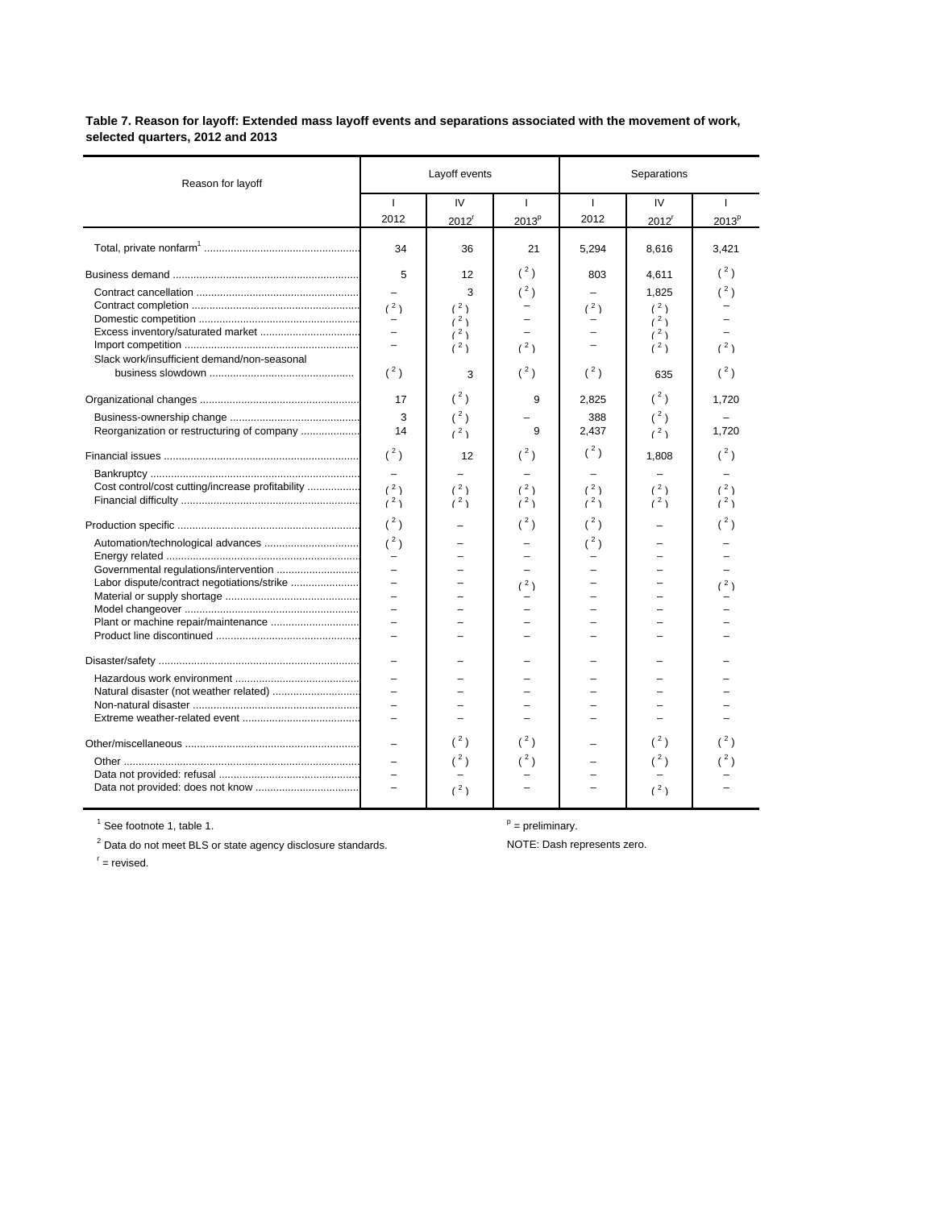**Table 7. Reason for layoff: Extended mass layoff events and separations associated with the movement of work, selected quarters, 2012 and 2013**

| Reason for layoff | Layoff events | | | Separations | | |
|---|---|---|---|---|---|---|
| | I 2012 | IV 2012[r] | I 2013[p] | I 2012 | IV 2012[r] | I 2013[p] |
| Total, private nonfarm[1] | 34 | 36 | 21 | 5,294 | 8,616 | 3,421 |
| Business demand | 5 | 12 | ( 2 ) | 803 | 4,611 | ( 2 ) |
| Contract cancellation | – | 3 | ( 2 ) | – | 1,825 | ( 2 ) |
| Contract completion | ( 2 ) | ( 2 ) | – | ( 2 ) | ( 2 ) | – |
| Domestic competition | – | ( 2 ) | – | – | ( 2 ) | – |
| Excess inventory/saturated market | – | ( 2 ) | – | – | ( 2 ) | – |
| Import competition | – | ( 2 ) | ( 2 ) | – | ( 2 ) | ( 2 ) |
| Slack work/insufficient demand/non-seasonal business slowdown | ( 2 ) | 3 | ( 2 ) | ( 2 ) | 635 | ( 2 ) |
| Organizational changes | 17 | ( 2 ) | 9 | 2,825 | ( 2 ) | 1,720 |
| Business-ownership change | 3 | ( 2 ) | – | 388 | ( 2 ) | – |
| Reorganization or restructuring of company | 14 | ( 2 ) | 9 | 2,437 | ( 2 ) | 1,720 |
| Financial issues | ( 2 ) | 12 | ( 2 ) | ( 2 ) | 1,808 | ( 2 ) |
| Bankruptcy | – | – | – | – | – | – |
| Cost control/cost cutting/increase profitability | ( 2 ) | ( 2 ) | ( 2 ) | ( 2 ) | ( 2 ) | ( 2 ) |
| Financial difficulty | ( 2 ) | ( 2 ) | ( 2 ) | ( 2 ) | ( 2 ) | ( 2 ) |
| Production specific | ( 2 ) | – | ( 2 ) | ( 2 ) | – | ( 2 ) |
| Automation/technological advances | ( 2 ) | – | – | ( 2 ) | – | – |
| Energy related | – | – | – | – | – | – |
| Governmental regulations/intervention | – | – | – | – | – | – |
| Labor dispute/contract negotiations/strike | – | – | ( 2 ) | – | – | ( 2 ) |
| Material or supply shortage | – | – | – | – | – | – |
| Model changeover | – | – | – | – | – | – |
| Plant or machine repair/maintenance | – | – | – | – | – | – |
| Product line discontinued | – | – | – | – | – | – |
| Disaster/safety | – | – | – | – | – | – |
| Hazardous work environment | – | – | – | – | – | – |
| Natural disaster (not weather related) | – | – | – | – | – | – |
| Non-natural disaster | – | – | – | – | – | – |
| Extreme weather-related event | – | – | – | – | – | – |
| Other/miscellaneous | – | ( 2 ) | ( 2 ) | – | ( 2 ) | ( 2 ) |
| Other | – | ( 2 ) | ( 2 ) | – | ( 2 ) | ( 2 ) |
| Data not provided: refusal | – | – | – | – | – | – |
| Data not provided: does not know | – | ( 2 ) | – | – | ( 2 ) | – |

[1] See footnote 1, table 1.

[2] Data do not meet BLS or state agency disclosure standards.

[r] = revised.

[p] = preliminary.

NOTE: Dash represents zero.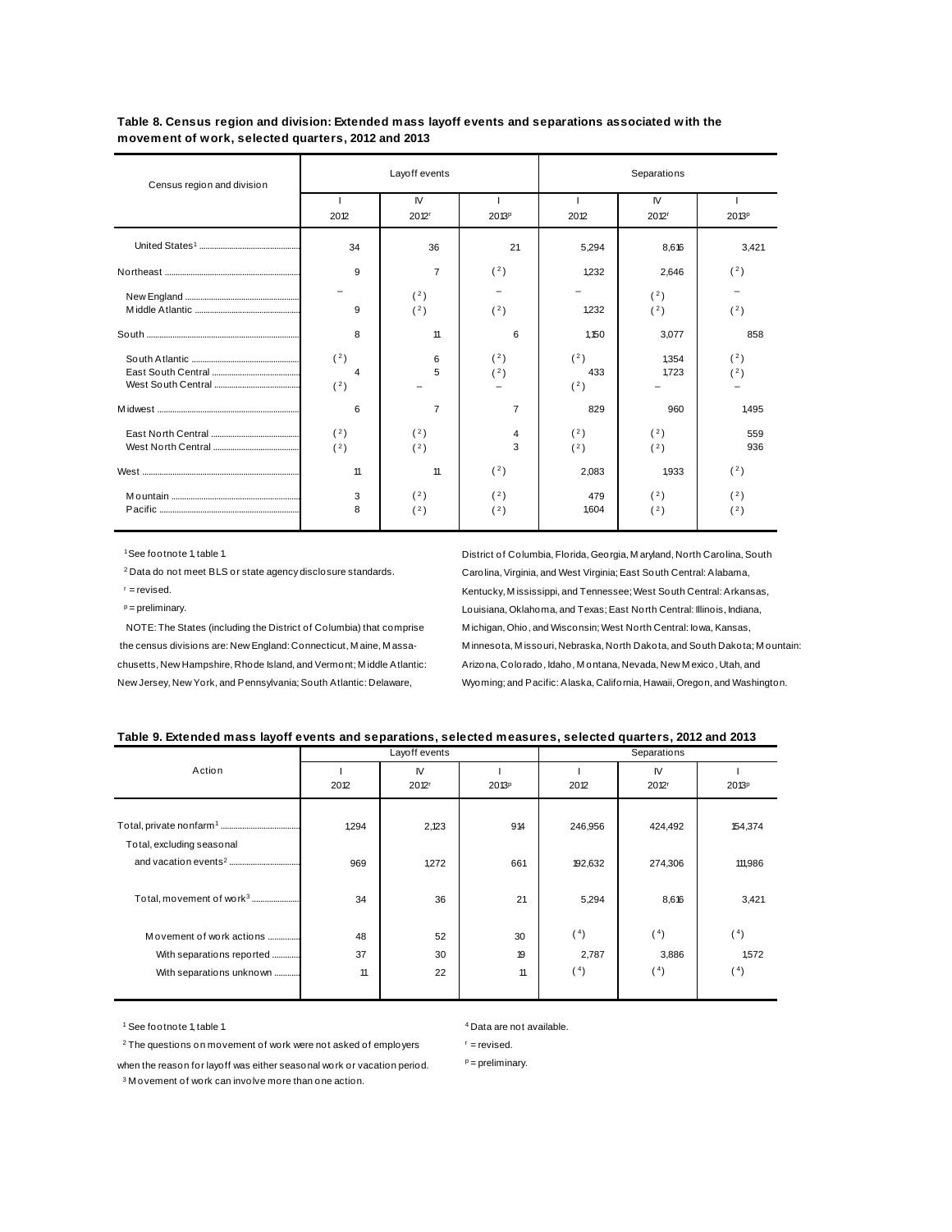**Table 8. Census region and division: Extended mass layoff events and separations associated with the movement of work, selected quarters, 2012 and 2013**

| Census region and division | Layoff events | | | Separations | | |
|---|---|---|---|---|---|---|
| | I 2012 | IV 2012[r] | I 2013[p] | I 2012 | IV 2012[r] | I 2013[p] |
| United States[1] | 34 | 36 | 21 | 5,294 | 8,616 | 3,421 |
| Northeast | 9 | 7 | ([2]) | 1,232 | 2,646 | ([2]) |
| New England | – | ([2]) | – | – | ([2]) | – |
| Middle Atlantic | 9 | ([2]) | ([2]) | 1,232 | ([2]) | ([2]) |
| South | 8 | 11 | 6 | 1,150 | 3,077 | 858 |
| South Atlantic | ([2]) | 6 | ([2]) | ([2]) | 1,354 | ([2]) |
| East South Central | 4 | 5 | ([2]) | 433 | 1,723 | ([2]) |
| West South Central | ([2]) | – | – | ([2]) | – | – |
| Midwest | 6 | 7 | 7 | 829 | 960 | 1,495 |
| East North Central | ([2]) | ([2]) | 4 | ([2]) | ([2]) | 559 |
| West North Central | ([2]) | ([2]) | 3 | ([2]) | ([2]) | 936 |
| West | 11 | 11 | ([2]) | 2,083 | 1,933 | ([2]) |
| Mountain | 3 | ([2]) | ([2]) | 479 | ([2]) | ([2]) |
| Pacific | 8 | ([2]) | ([2]) | 1,604 | ([2]) | ([2]) |

[1] See footnote 1, table 1.

[2] Data do not meet BLS or state agency disclosure standards.

r = revised.

p = preliminary.

NOTE: The States (including the District of Columbia) that comprise the census divisions are: New England: Connecticut, Maine, Massachusetts, New Hampshire, Rhode Island, and Vermont; Middle Atlantic: New Jersey, New York, and Pennsylvania; South Atlantic: Delaware, District of Columbia, Florida, Georgia, Maryland, North Carolina, South Carolina, Virginia, and West Virginia; East South Central: Alabama, Kentucky, Mississippi, and Tennessee; West South Central: Arkansas, Louisiana, Oklahoma, and Texas; East North Central: Illinois, Indiana, Michigan, Ohio, and Wisconsin; West North Central: Iowa, Kansas, Minnesota, Missouri, Nebraska, North Dakota, and South Dakota; Mountain: Arizona, Colorado, Idaho, Montana, Nevada, New Mexico, Utah, and Wyoming; and Pacific: Alaska, California, Hawaii, Oregon, and Washington.

**Table 9. Extended mass layoff events and separations, selected measures, selected quarters, 2012 and 2013**

| Action | Layoff events | | | Separations | | |
|---|---|---|---|---|---|---|
| | I 2012 | IV 2012[r] | I 2013[p] | I 2012 | IV 2012[r] | I 2013[p] |
| Total, private nonfarm[1] | 1,294 | 2,123 | 914 | 246,956 | 424,492 | 154,374 |
| Total, excluding seasonal and vacation events[2] | 969 | 1,272 | 661 | 192,632 | 274,306 | 111,986 |
| Total, movement of work[3] | 34 | 36 | 21 | 5,294 | 8,616 | 3,421 |
| Movement of work actions | 48 | 52 | 30 | ([4]) | ([4]) | ([4]) |
| With separations reported | 37 | 30 | 19 | 2,787 | 3,886 | 1,572 |
| With separations unknown | 11 | 22 | 11 | ([4]) | ([4]) | ([4]) |

[1] See footnote 1, table 1.

[2] The questions on movement of work were not asked of employers when the reason for layoff was either seasonal work or vacation period.

[3] Movement of work can involve more than one action.

[4] Data are not available.

r = revised.

p = preliminary.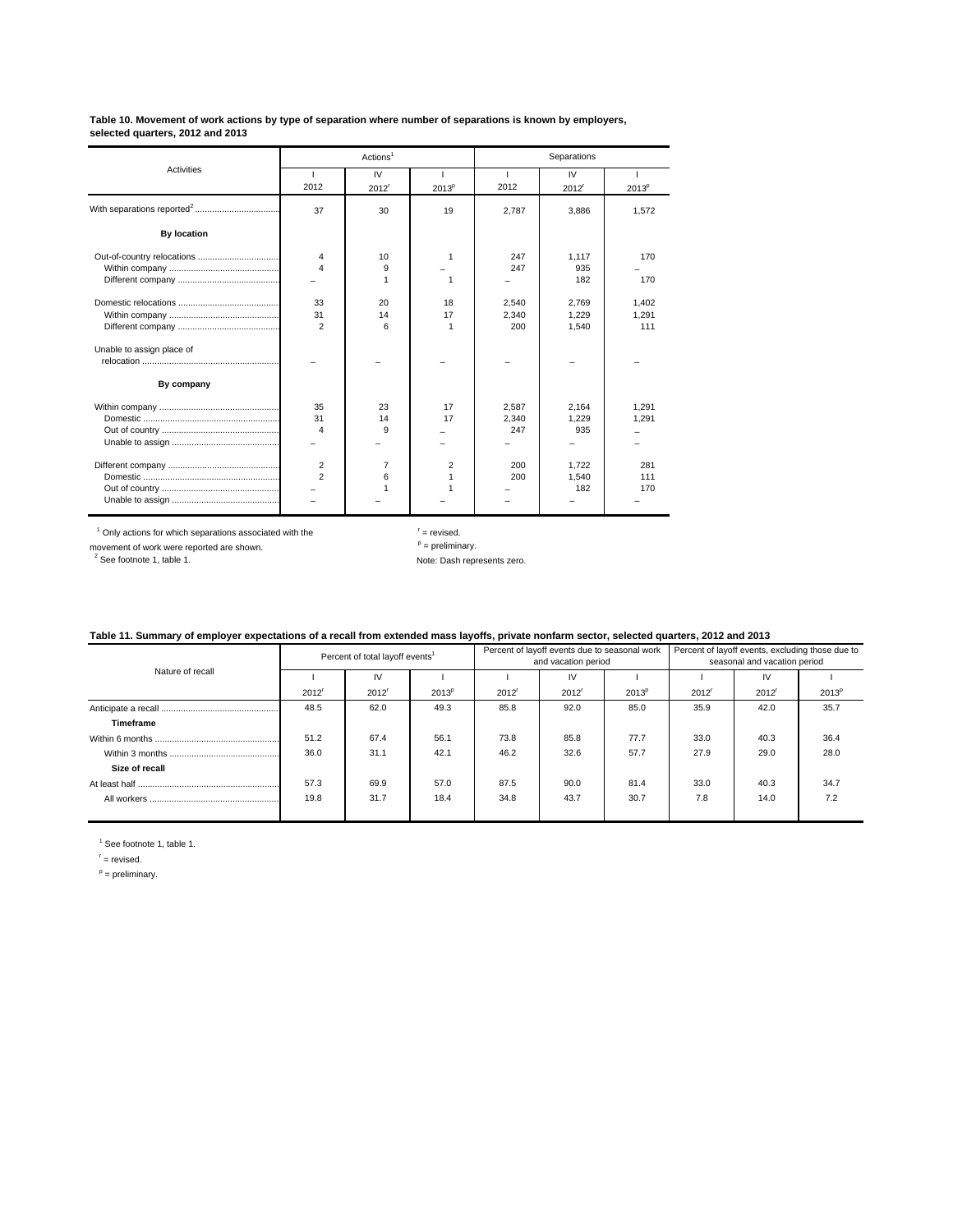**Table 10. Movement of work actions by type of separation where number of separations is known by employers, selected quarters, 2012 and 2013**

| Activities | Actions[1] | | | Separations | | |
|---|---|---|---|---|---|---|
| | I 2012 | IV 2012[r] | I 2013[p] | I 2012 | IV 2012[r] | I 2013[p] |
| With separations reported[2] | 37 | 30 | 19 | 2,787 | 3,886 | 1,572 |
| **By location** | | | | | | |
| Out-of-country relocations | 4 | 10 | 1 | 247 | 1,117 | 170 |
| Within company | 4 | 9 | – | 247 | 935 | – |
| Different company | – | 1 | 1 | – | 182 | 170 |
| Domestic relocations | 33 | 20 | 18 | 2,540 | 2,769 | 1,402 |
| Within company | 31 | 14 | 17 | 2,340 | 1,229 | 1,291 |
| Different company | 2 | 6 | 1 | 200 | 1,540 | 111 |
| Unable to assign place of relocation | – | – | – | – | – | – |
| **By company** | | | | | | |
| Within company | 35 | 23 | 17 | 2,587 | 2,164 | 1,291 |
| Domestic | 31 | 14 | 17 | 2,340 | 1,229 | 1,291 |
| Out of country | 4 | 9 | – | 247 | 935 | – |
| Unable to assign | – | – | – | – | – | – |
| Different company | 2 | 7 | 2 | 200 | 1,722 | 281 |
| Domestic | 2 | 6 | 1 | 200 | 1,540 | 111 |
| Out of country | – | 1 | 1 | – | 182 | 170 |
| Unable to assign | – | – | – | – | – | – |

[1] Only actions for which separations associated with the movement of work were reported are shown.
[2] See footnote 1, table 1.

[r] = revised.
[p] = preliminary.
Note: Dash represents zero.

**Table 11. Summary of employer expectations of a recall from extended mass layoffs, private nonfarm sector, selected quarters, 2012 and 2013**

| Nature of recall | Percent of total layoff events[1] | | | Percent of layoff events due to seasonal work and vacation period | | | Percent of layoff events, excluding those due to seasonal and vacation period | | |
|---|---|---|---|---|---|---|---|---|---|
| | I 2012[r] | IV 2012[r] | I 2013[p] | I 2012[r] | IV 2012[r] | I 2013[p] | I 2012[r] | IV 2012[r] | I 2013[p] |
| Anticipate a recall | 48.5 | 62.0 | 49.3 | 85.8 | 92.0 | 85.0 | 35.9 | 42.0 | 35.7 |
| **Timeframe** | | | | | | | | | |
| Within 6 months | 51.2 | 67.4 | 56.1 | 73.8 | 85.8 | 77.7 | 33.0 | 40.3 | 36.4 |
| Within 3 months | 36.0 | 31.1 | 42.1 | 46.2 | 32.6 | 57.7 | 27.9 | 29.0 | 28.0 |
| **Size of recall** | | | | | | | | | |
| At least half | 57.3 | 69.9 | 57.0 | 87.5 | 90.0 | 81.4 | 33.0 | 40.3 | 34.7 |
| All workers | 19.8 | 31.7 | 18.4 | 34.8 | 43.7 | 30.7 | 7.8 | 14.0 | 7.2 |

[1] See footnote 1, table 1.
[r] = revised.
[p] = preliminary.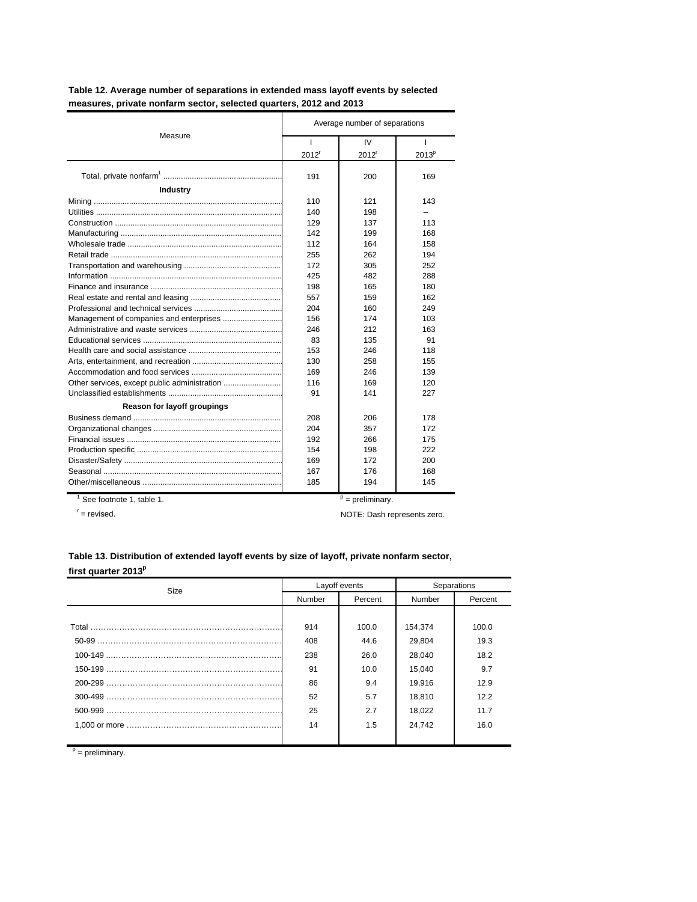**Table 12. Average number of separations in extended mass layoff events by selected measures, private nonfarm sector, selected quarters, 2012 and 2013**

| Measure | Average number of separations | | |
|---|---|---|---|
| | I 2012[r] | IV 2012[r] | I 2013[p] |
| Total, private nonfarm[1] | 191 | 200 | 169 |
| **Industry** | | | |
| Mining | 110 | 121 | 143 |
| Utilities | 140 | 198 | – |
| Construction | 129 | 137 | 113 |
| Manufacturing | 142 | 199 | 168 |
| Wholesale trade | 112 | 164 | 158 |
| Retail trade | 255 | 262 | 194 |
| Transportation and warehousing | 172 | 305 | 252 |
| Information | 425 | 482 | 288 |
| Finance and insurance | 198 | 165 | 180 |
| Real estate and rental and leasing | 557 | 159 | 162 |
| Professional and technical services | 204 | 160 | 249 |
| Management of companies and enterprises | 156 | 174 | 103 |
| Administrative and waste services | 246 | 212 | 163 |
| Educational services | 83 | 135 | 91 |
| Health care and social assistance | 153 | 246 | 118 |
| Arts, entertainment, and recreation | 130 | 258 | 155 |
| Accommodation and food services | 169 | 246 | 139 |
| Other services, except public administration | 116 | 169 | 120 |
| Unclassified establishments | 91 | 141 | 227 |
| **Reason for layoff groupings** | | | |
| Business demand | 208 | 206 | 178 |
| Organizational changes | 204 | 357 | 172 |
| Financial issues | 192 | 266 | 175 |
| Production specific | 154 | 198 | 222 |
| Disaster/Safety | 169 | 172 | 200 |
| Seasonal | 167 | 176 | 168 |
| Other/miscellaneous | 185 | 194 | 145 |

[1] See footnote 1, table 1.

[r] = revised.

[p] = preliminary.

NOTE: Dash represents zero.

**Table 13. Distribution of extended layoff events by size of layoff, private nonfarm sector, first quarter 2013[p]**

| Size | Layoff events | | Separations | |
|---|---|---|---|---|
| | Number | Percent | Number | Percent |
| Total | 914 | 100.0 | 154,374 | 100.0 |
| 50-99 | 408 | 44.6 | 29,804 | 19.3 |
| 100-149 | 238 | 26.0 | 28,040 | 18.2 |
| 150-199 | 91 | 10.0 | 15,040 | 9.7 |
| 200-299 | 86 | 9.4 | 19,916 | 12.9 |
| 300-499 | 52 | 5.7 | 18,810 | 12.2 |
| 500-999 | 25 | 2.7 | 18,022 | 11.7 |
| 1,000 or more | 14 | 1.5 | 24,742 | 16.0 |

[p] = preliminary.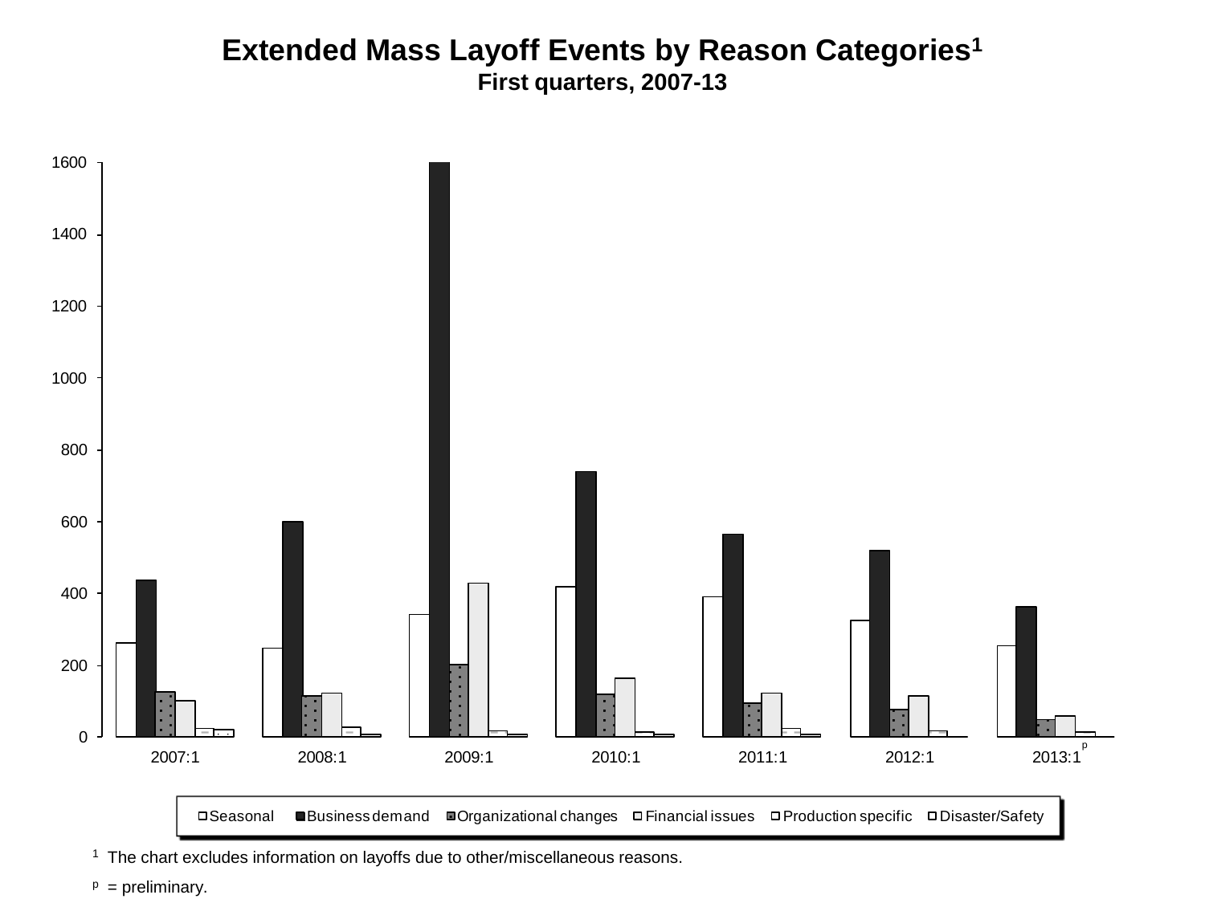# Extended Mass Layoff Events by Reason Categories[1]

**First quarters, 2007-13**

1600
1400
1200
1000
800
600
400
200
0

2007:1
2008:1
2009:1
2010:1
2011:1
2012:1
2013:1 p

Seasonal
Business demand
Organizational changes
Financial issues
Production specific
Disaster/Safety

1 The chart excludes information on layoffs due to other/miscellaneous reasons.

p = preliminary.